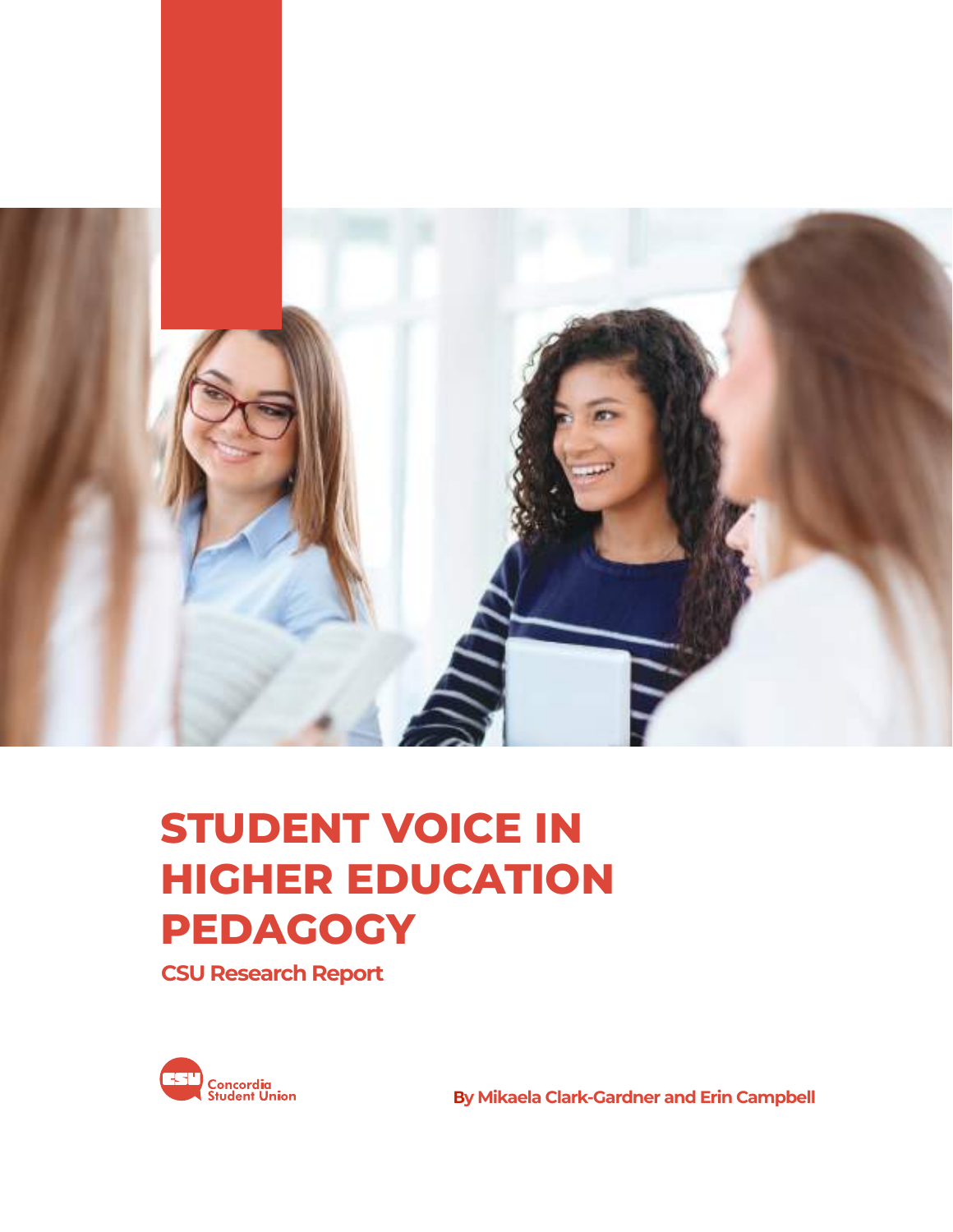# STUDENT VOICE IN HIGHER EDUCATION PEDAGOGY

**CSU Research Report**

Concordia Student Union

**By Mikaela Clark-Gardner and Erin Campbell**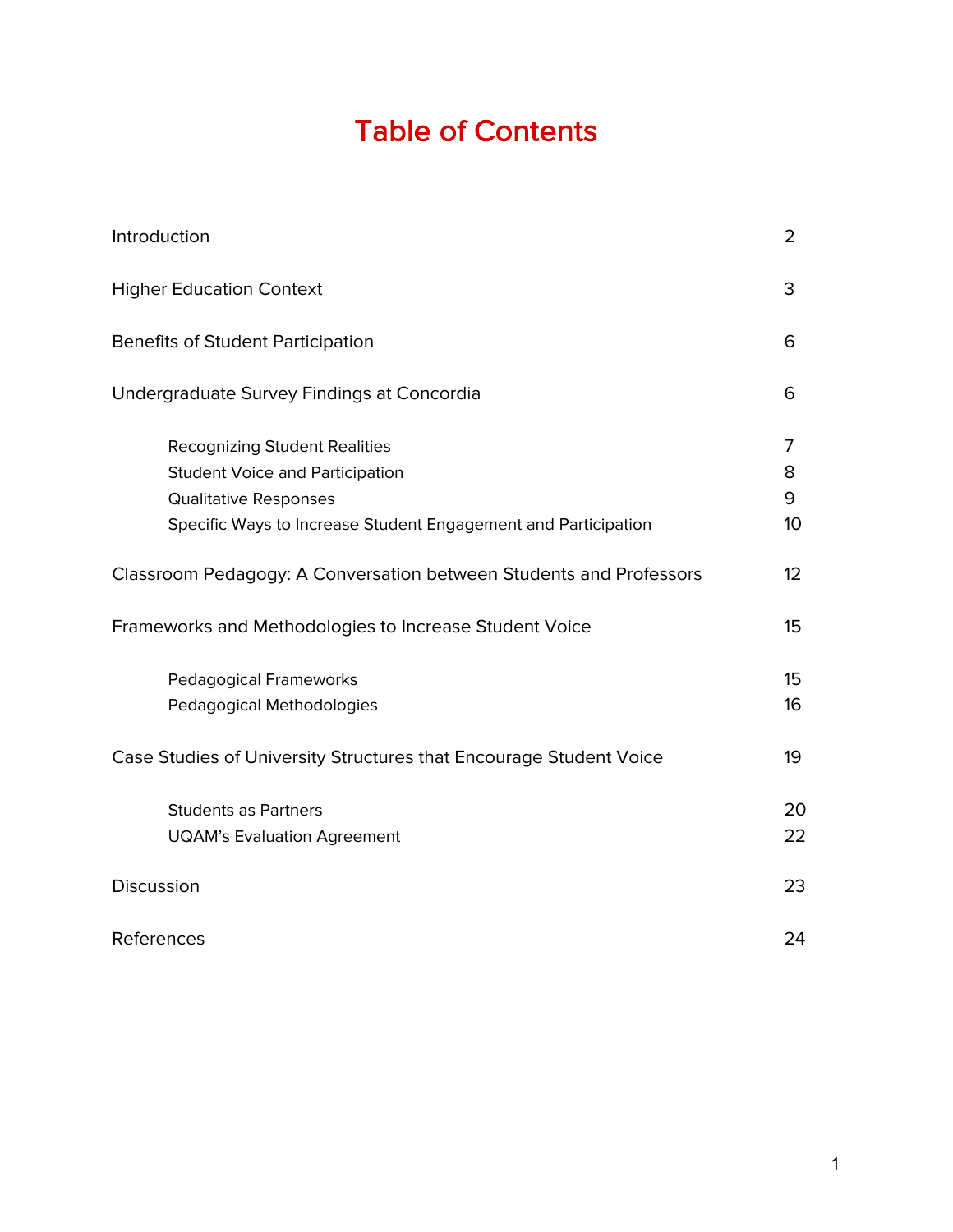# Table of Contents

| | |
|---|---|
| Introduction | 2 |
| Higher Education Context | 3 |
| Benefits of Student Participation | 6 |
| Undergraduate Survey Findings at Concordia | 6 |
| &nbsp;&nbsp;&nbsp;&nbsp;Recognizing Student Realities | 7 |
| &nbsp;&nbsp;&nbsp;&nbsp;Student Voice and Participation | 8 |
| &nbsp;&nbsp;&nbsp;&nbsp;Qualitative Responses | 9 |
| &nbsp;&nbsp;&nbsp;&nbsp;Specific Ways to Increase Student Engagement and Participation | 10 |
| Classroom Pedagogy: A Conversation between Students and Professors | 12 |
| Frameworks and Methodologies to Increase Student Voice | 15 |
| &nbsp;&nbsp;&nbsp;&nbsp;Pedagogical Frameworks | 15 |
| &nbsp;&nbsp;&nbsp;&nbsp;Pedagogical Methodologies | 16 |
| Case Studies of University Structures that Encourage Student Voice | 19 |
| &nbsp;&nbsp;&nbsp;&nbsp;Students as Partners | 20 |
| &nbsp;&nbsp;&nbsp;&nbsp;UQAM's Evaluation Agreement | 22 |
| Discussion | 23 |
| References | 24 |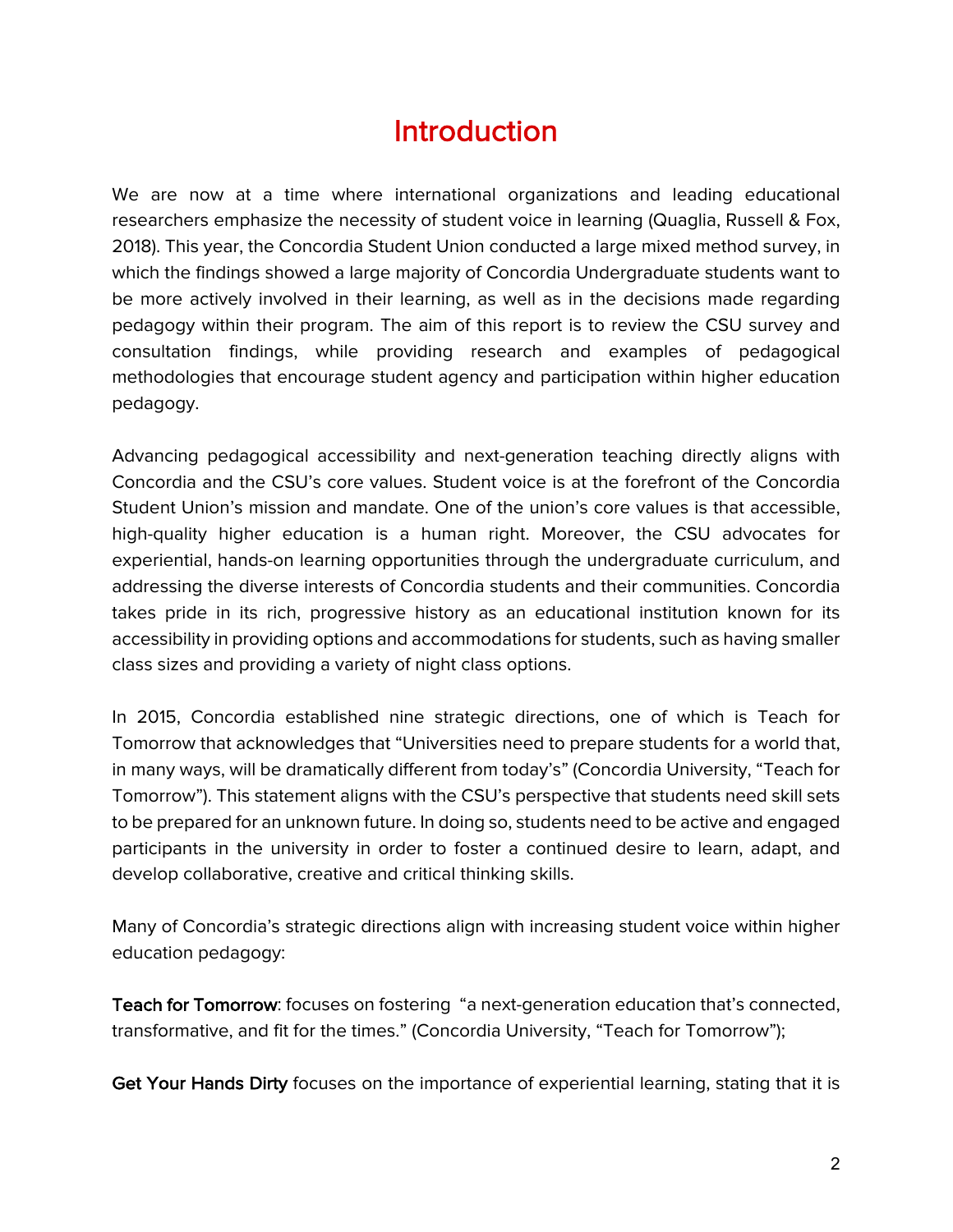# Introduction

We are now at a time where international organizations and leading educational researchers emphasize the necessity of student voice in learning (Quaglia, Russell & Fox, 2018). This year, the Concordia Student Union conducted a large mixed method survey, in which the findings showed a large majority of Concordia Undergraduate students want to be more actively involved in their learning, as well as in the decisions made regarding pedagogy within their program. The aim of this report is to review the CSU survey and consultation findings, while providing research and examples of pedagogical methodologies that encourage student agency and participation within higher education pedagogy.

Advancing pedagogical accessibility and next-generation teaching directly aligns with Concordia and the CSU's core values. Student voice is at the forefront of the Concordia Student Union's mission and mandate. One of the union's core values is that accessible, high-quality higher education is a human right. Moreover, the CSU advocates for experiential, hands-on learning opportunities through the undergraduate curriculum, and addressing the diverse interests of Concordia students and their communities. Concordia takes pride in its rich, progressive history as an educational institution known for its accessibility in providing options and accommodations for students, such as having smaller class sizes and providing a variety of night class options.

In 2015, Concordia established nine strategic directions, one of which is Teach for Tomorrow that acknowledges that "Universities need to prepare students for a world that, in many ways, will be dramatically different from today's" (Concordia University, "Teach for Tomorrow"). This statement aligns with the CSU's perspective that students need skill sets to be prepared for an unknown future. In doing so, students need to be active and engaged participants in the university in order to foster a continued desire to learn, adapt, and develop collaborative, creative and critical thinking skills.

Many of Concordia's strategic directions align with increasing student voice within higher education pedagogy:

**Teach for Tomorrow**: focuses on fostering "a next-generation education that's connected, transformative, and fit for the times." (Concordia University, "Teach for Tomorrow");

**Get Your Hands Dirty** focuses on the importance of experiential learning, stating that it is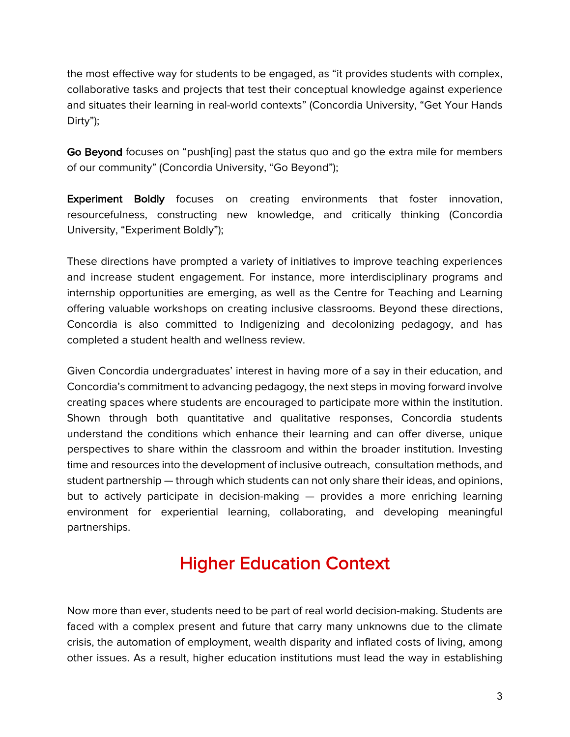the most effective way for students to be engaged, as "it provides students with complex, collaborative tasks and projects that test their conceptual knowledge against experience and situates their learning in real-world contexts" (Concordia University, "Get Your Hands Dirty");

**Go Beyond** focuses on "push[ing] past the status quo and go the extra mile for members of our community" (Concordia University, "Go Beyond");

**Experiment Boldly** focuses on creating environments that foster innovation, resourcefulness, constructing new knowledge, and critically thinking (Concordia University, "Experiment Boldly");

These directions have prompted a variety of initiatives to improve teaching experiences and increase student engagement. For instance, more interdisciplinary programs and internship opportunities are emerging, as well as the Centre for Teaching and Learning offering valuable workshops on creating inclusive classrooms. Beyond these directions, Concordia is also committed to Indigenizing and decolonizing pedagogy, and has completed a student health and wellness review.

Given Concordia undergraduates' interest in having more of a say in their education, and Concordia's commitment to advancing pedagogy, the next steps in moving forward involve creating spaces where students are encouraged to participate more within the institution. Shown through both quantitative and qualitative responses, Concordia students understand the conditions which enhance their learning and can offer diverse, unique perspectives to share within the classroom and within the broader institution. Investing time and resources into the development of inclusive outreach, consultation methods, and student partnership — through which students can not only share their ideas, and opinions, but to actively participate in decision-making — provides a more enriching learning environment for experiential learning, collaborating, and developing meaningful partnerships.

# Higher Education Context

Now more than ever, students need to be part of real world decision-making. Students are faced with a complex present and future that carry many unknowns due to the climate crisis, the automation of employment, wealth disparity and inflated costs of living, among other issues. As a result, higher education institutions must lead the way in establishing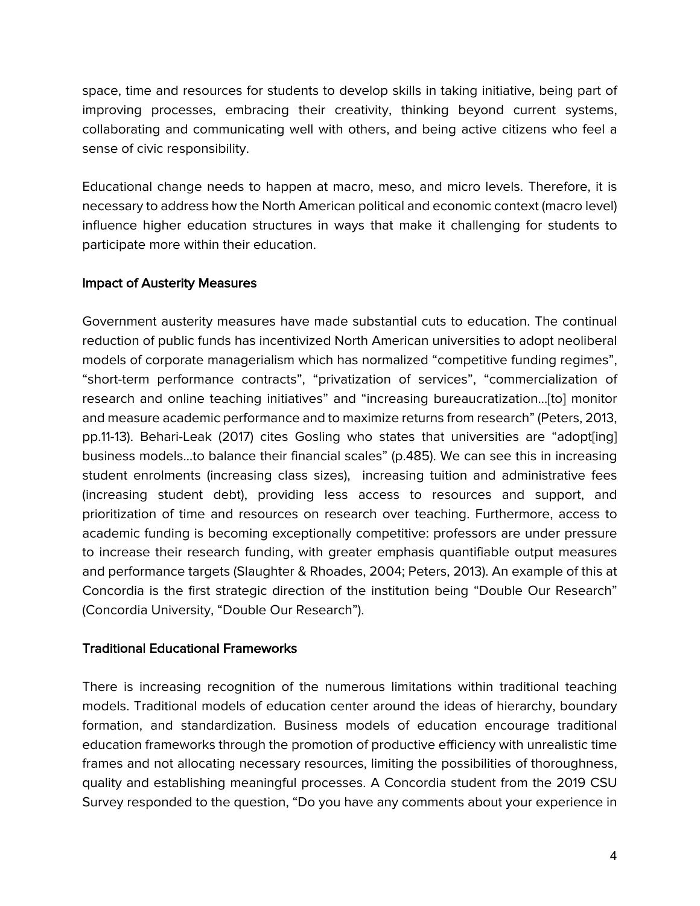space, time and resources for students to develop skills in taking initiative, being part of improving processes, embracing their creativity, thinking beyond current systems, collaborating and communicating well with others, and being active citizens who feel a sense of civic responsibility.

Educational change needs to happen at macro, meso, and micro levels. Therefore, it is necessary to address how the North American political and economic context (macro level) influence higher education structures in ways that make it challenging for students to participate more within their education.

### Impact of Austerity Measures

Government austerity measures have made substantial cuts to education. The continual reduction of public funds has incentivized North American universities to adopt neoliberal models of corporate managerialism which has normalized "competitive funding regimes", "short-term performance contracts", "privatization of services", "commercialization of research and online teaching initiatives" and "increasing bureaucratization...[to] monitor and measure academic performance and to maximize returns from research" (Peters, 2013, pp.11-13). Behari-Leak (2017) cites Gosling who states that universities are "adopt[ing] business models...to balance their financial scales" (p.485). We can see this in increasing student enrolments (increasing class sizes), increasing tuition and administrative fees (increasing student debt), providing less access to resources and support, and prioritization of time and resources on research over teaching. Furthermore, access to academic funding is becoming exceptionally competitive: professors are under pressure to increase their research funding, with greater emphasis quantifiable output measures and performance targets (Slaughter & Rhoades, 2004; Peters, 2013). An example of this at Concordia is the first strategic direction of the institution being "Double Our Research" (Concordia University, "Double Our Research").

### Traditional Educational Frameworks

There is increasing recognition of the numerous limitations within traditional teaching models. Traditional models of education center around the ideas of hierarchy, boundary formation, and standardization. Business models of education encourage traditional education frameworks through the promotion of productive efficiency with unrealistic time frames and not allocating necessary resources, limiting the possibilities of thoroughness, quality and establishing meaningful processes. A Concordia student from the 2019 CSU Survey responded to the question, "Do you have any comments about your experience in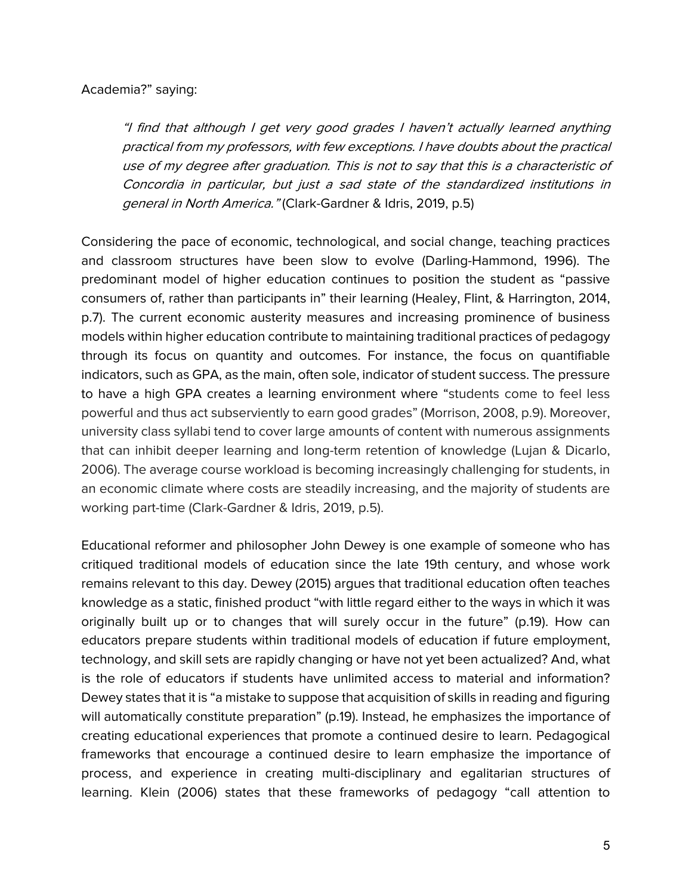Academia?" saying:

> *"I find that although I get very good grades I haven't actually learned anything practical from my professors, with few exceptions. I have doubts about the practical use of my degree after graduation. This is not to say that this is a characteristic of Concordia in particular, but just a sad state of the standardized institutions in general in North America."* (Clark-Gardner & Idris, 2019, p.5)

Considering the pace of economic, technological, and social change, teaching practices and classroom structures have been slow to evolve (Darling-Hammond, 1996). The predominant model of higher education continues to position the student as "passive consumers of, rather than participants in" their learning (Healey, Flint, & Harrington, 2014, p.7). The current economic austerity measures and increasing prominence of business models within higher education contribute to maintaining traditional practices of pedagogy through its focus on quantity and outcomes. For instance, the focus on quantifiable indicators, such as GPA, as the main, often sole, indicator of student success. The pressure to have a high GPA creates a learning environment where "students come to feel less powerful and thus act subserviently to earn good grades" (Morrison, 2008, p.9). Moreover, university class syllabi tend to cover large amounts of content with numerous assignments that can inhibit deeper learning and long-term retention of knowledge (Lujan & Dicarlo, 2006). The average course workload is becoming increasingly challenging for students, in an economic climate where costs are steadily increasing, and the majority of students are working part-time (Clark-Gardner & Idris, 2019, p.5).

Educational reformer and philosopher John Dewey is one example of someone who has critiqued traditional models of education since the late 19th century, and whose work remains relevant to this day. Dewey (2015) argues that traditional education often teaches knowledge as a static, finished product "with little regard either to the ways in which it was originally built up or to changes that will surely occur in the future" (p.19). How can educators prepare students within traditional models of education if future employment, technology, and skill sets are rapidly changing or have not yet been actualized? And, what is the role of educators if students have unlimited access to material and information? Dewey states that it is "a mistake to suppose that acquisition of skills in reading and figuring will automatically constitute preparation" (p.19). Instead, he emphasizes the importance of creating educational experiences that promote a continued desire to learn. Pedagogical frameworks that encourage a continued desire to learn emphasize the importance of process, and experience in creating multi-disciplinary and egalitarian structures of learning. Klein (2006) states that these frameworks of pedagogy "call attention to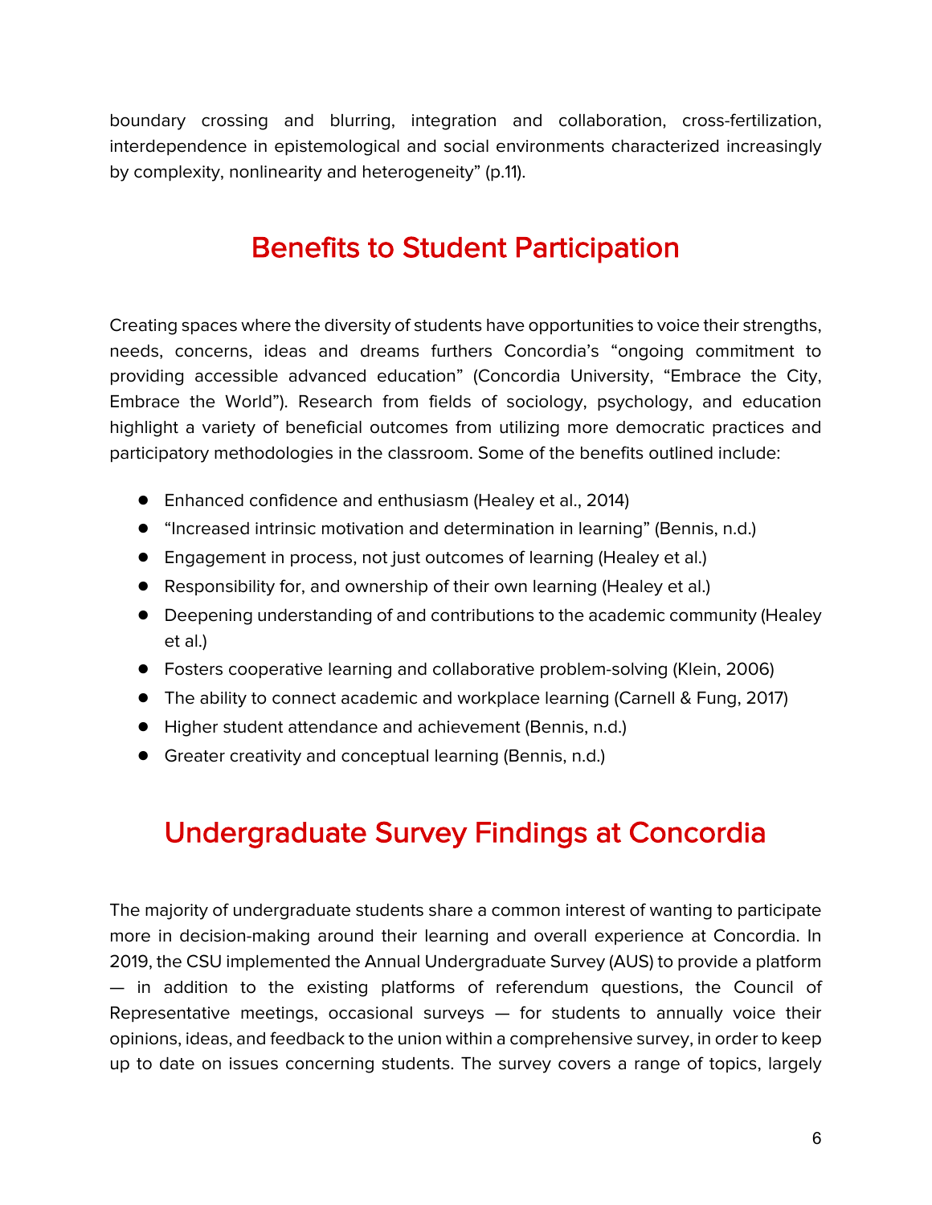boundary crossing and blurring, integration and collaboration, cross-fertilization, interdependence in epistemological and social environments characterized increasingly by complexity, nonlinearity and heterogeneity" (p.11).

## Benefits to Student Participation

Creating spaces where the diversity of students have opportunities to voice their strengths, needs, concerns, ideas and dreams furthers Concordia's "ongoing commitment to providing accessible advanced education" (Concordia University, "Embrace the City, Embrace the World"). Research from fields of sociology, psychology, and education highlight a variety of beneficial outcomes from utilizing more democratic practices and participatory methodologies in the classroom. Some of the benefits outlined include:

- Enhanced confidence and enthusiasm (Healey et al., 2014)
- "Increased intrinsic motivation and determination in learning" (Bennis, n.d.)
- Engagement in process, not just outcomes of learning (Healey et al.)
- Responsibility for, and ownership of their own learning (Healey et al.)
- Deepening understanding of and contributions to the academic community (Healey et al.)
- Fosters cooperative learning and collaborative problem-solving (Klein, 2006)
- The ability to connect academic and workplace learning (Carnell & Fung, 2017)
- Higher student attendance and achievement (Bennis, n.d.)
- Greater creativity and conceptual learning (Bennis, n.d.)

## Undergraduate Survey Findings at Concordia

The majority of undergraduate students share a common interest of wanting to participate more in decision-making around their learning and overall experience at Concordia. In 2019, the CSU implemented the Annual Undergraduate Survey (AUS) to provide a platform — in addition to the existing platforms of referendum questions, the Council of Representative meetings, occasional surveys — for students to annually voice their opinions, ideas, and feedback to the union within a comprehensive survey, in order to keep up to date on issues concerning students. The survey covers a range of topics, largely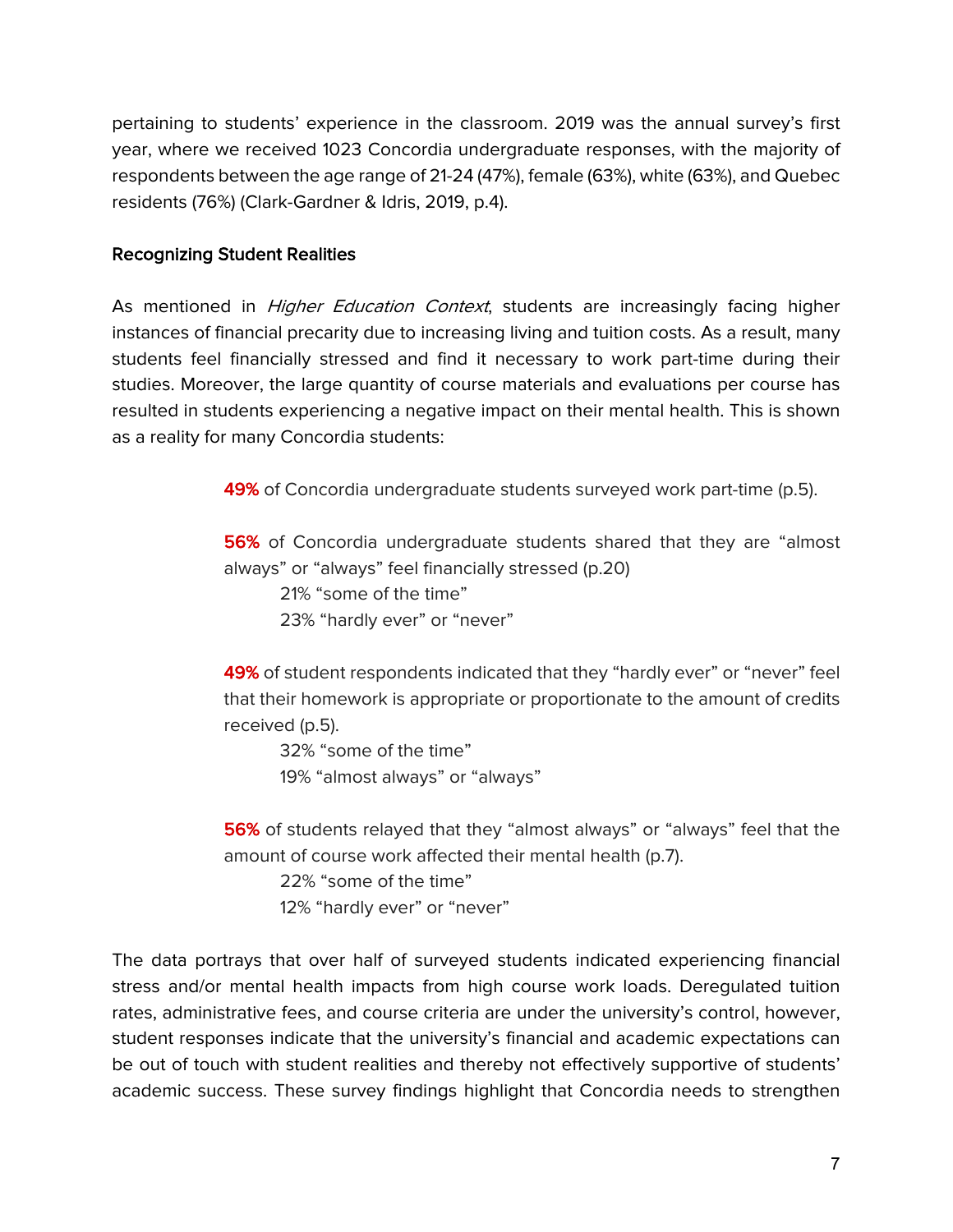pertaining to students' experience in the classroom. 2019 was the annual survey's first year, where we received 1023 Concordia undergraduate responses, with the majority of respondents between the age range of 21-24 (47%), female (63%), white (63%), and Quebec residents (76%) (Clark-Gardner & Idris, 2019, p.4).

### Recognizing Student Realities

As mentioned in *Higher Education Context*, students are increasingly facing higher instances of financial precarity due to increasing living and tuition costs. As a result, many students feel financially stressed and find it necessary to work part-time during their studies. Moreover, the large quantity of course materials and evaluations per course has resulted in students experiencing a negative impact on their mental health. This is shown as a reality for many Concordia students:

> **49%** of Concordia undergraduate students surveyed work part-time (p.5).
>
> **56%** of Concordia undergraduate students shared that they are "almost always" or "always" feel financially stressed (p.20)
>
> 21% "some of the time"
> 23% "hardly ever" or "never"
>
> **49%** of student respondents indicated that they "hardly ever" or "never" feel that their homework is appropriate or proportionate to the amount of credits received (p.5).
>
> 32% "some of the time"
> 19% "almost always" or "always"
>
> **56%** of students relayed that they "almost always" or "always" feel that the amount of course work affected their mental health (p.7).
>
> 22% "some of the time"
> 12% "hardly ever" or "never"

The data portrays that over half of surveyed students indicated experiencing financial stress and/or mental health impacts from high course work loads. Deregulated tuition rates, administrative fees, and course criteria are under the university's control, however, student responses indicate that the university's financial and academic expectations can be out of touch with student realities and thereby not effectively supportive of students' academic success. These survey findings highlight that Concordia needs to strengthen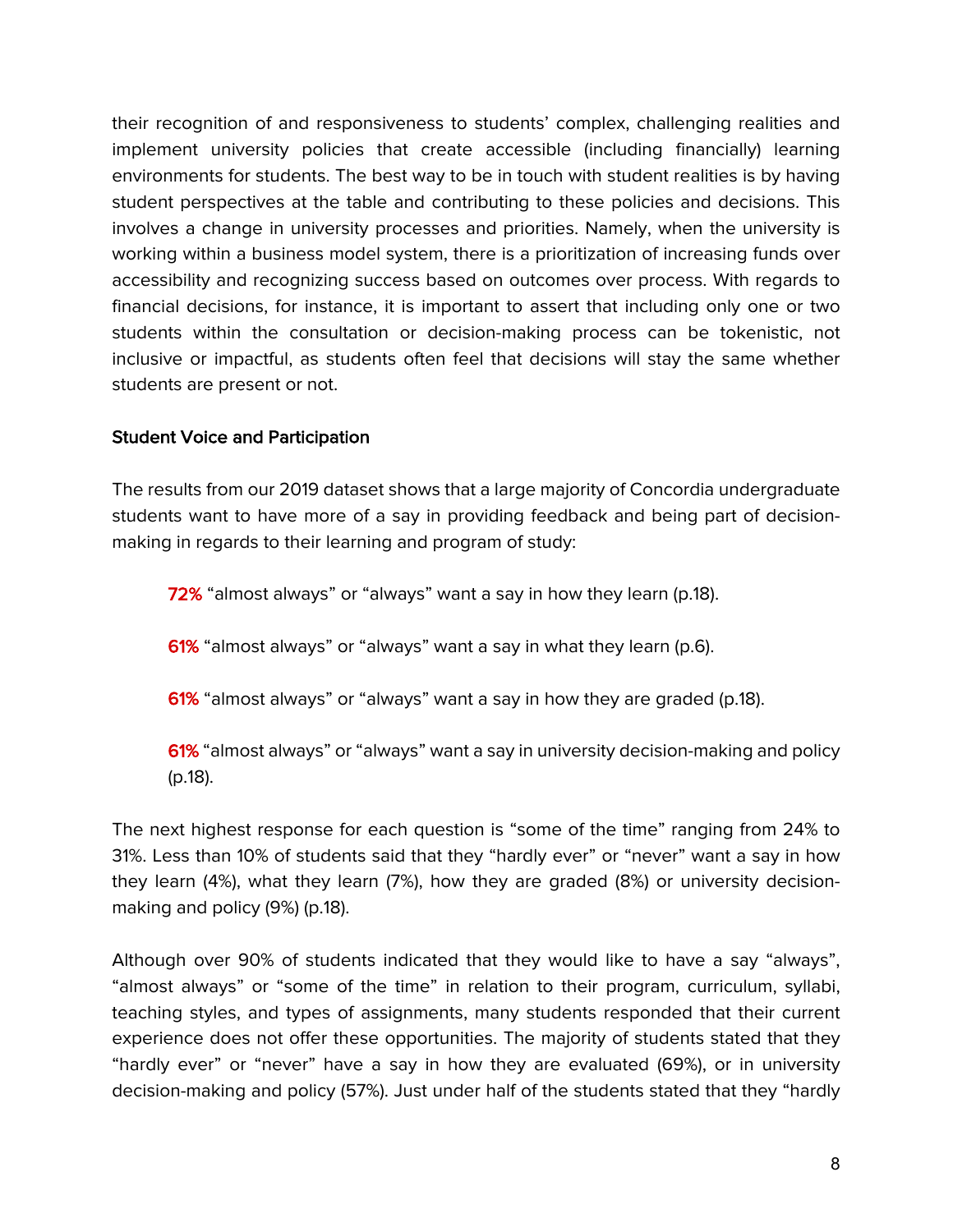their recognition of and responsiveness to students' complex, challenging realities and implement university policies that create accessible (including financially) learning environments for students. The best way to be in touch with student realities is by having student perspectives at the table and contributing to these policies and decisions. This involves a change in university processes and priorities. Namely, when the university is working within a business model system, there is a prioritization of increasing funds over accessibility and recognizing success based on outcomes over process. With regards to financial decisions, for instance, it is important to assert that including only one or two students within the consultation or decision-making process can be tokenistic, not inclusive or impactful, as students often feel that decisions will stay the same whether students are present or not.

### Student Voice and Participation

The results from our 2019 dataset shows that a large majority of Concordia undergraduate students want to have more of a say in providing feedback and being part of decision-making in regards to their learning and program of study:

> **72%** "almost always" or "always" want a say in how they learn (p.18).
>
> **61%** "almost always" or "always" want a say in what they learn (p.6).
>
> **61%** "almost always" or "always" want a say in how they are graded (p.18).
>
> **61%** "almost always" or "always" want a say in university decision-making and policy (p.18).

The next highest response for each question is "some of the time" ranging from 24% to 31%. Less than 10% of students said that they "hardly ever" or "never" want a say in how they learn (4%), what they learn (7%), how they are graded (8%) or university decision-making and policy (9%) (p.18).

Although over 90% of students indicated that they would like to have a say "always", "almost always" or "some of the time" in relation to their program, curriculum, syllabi, teaching styles, and types of assignments, many students responded that their current experience does not offer these opportunities. The majority of students stated that they "hardly ever" or "never" have a say in how they are evaluated (69%), or in university decision-making and policy (57%). Just under half of the students stated that they "hardly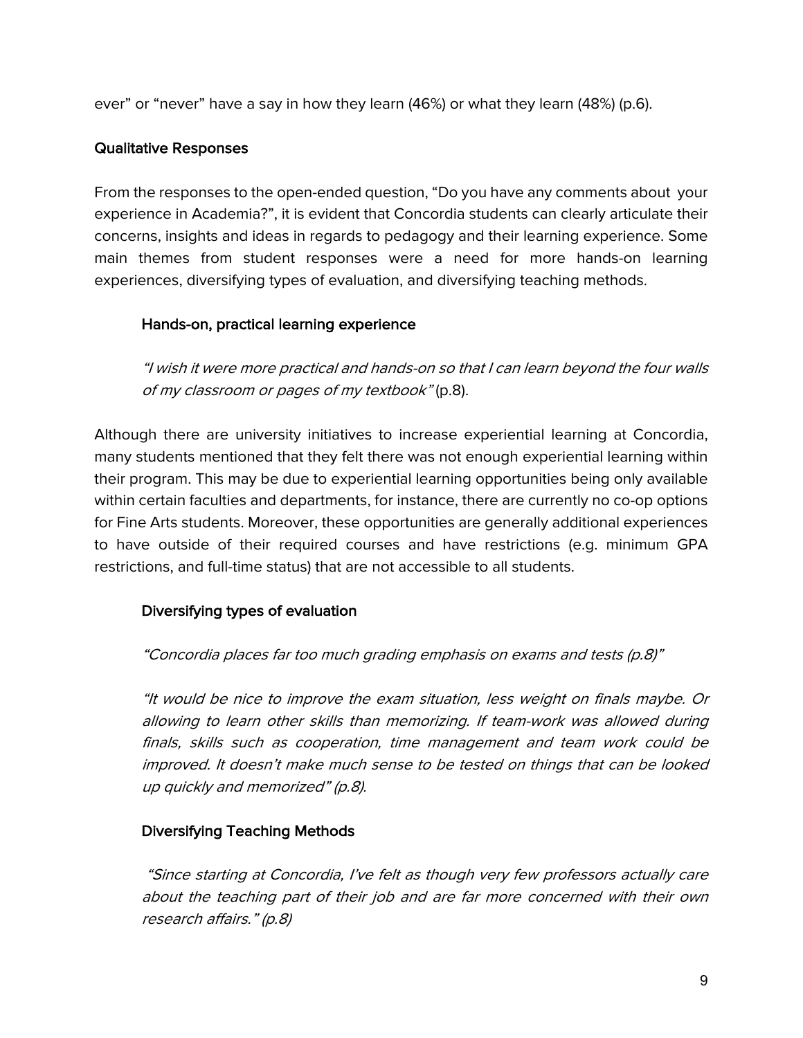ever" or "never" have a say in how they learn (46%) or what they learn (48%) (p.6).

### Qualitative Responses

From the responses to the open-ended question, "Do you have any comments about your experience in Academia?", it is evident that Concordia students can clearly articulate their concerns, insights and ideas in regards to pedagogy and their learning experience. Some main themes from student responses were a need for more hands-on learning experiences, diversifying types of evaluation, and diversifying teaching methods.

#### Hands-on, practical learning experience

> *"I wish it were more practical and hands-on so that I can learn beyond the four walls of my classroom or pages of my textbook"* (p.8).

Although there are university initiatives to increase experiential learning at Concordia, many students mentioned that they felt there was not enough experiential learning within their program. This may be due to experiential learning opportunities being only available within certain faculties and departments, for instance, there are currently no co-op options for Fine Arts students. Moreover, these opportunities are generally additional experiences to have outside of their required courses and have restrictions (e.g. minimum GPA restrictions, and full-time status) that are not accessible to all students.

#### Diversifying types of evaluation

> *"Concordia places far too much grading emphasis on exams and tests (p.8)"*

> *"It would be nice to improve the exam situation, less weight on finals maybe. Or allowing to learn other skills than memorizing. If team-work was allowed during finals, skills such as cooperation, time management and team work could be improved. It doesn't make much sense to be tested on things that can be looked up quickly and memorized" (p.8).*

#### Diversifying Teaching Methods

> *"Since starting at Concordia, I've felt as though very few professors actually care about the teaching part of their job and are far more concerned with their own research affairs." (p.8)*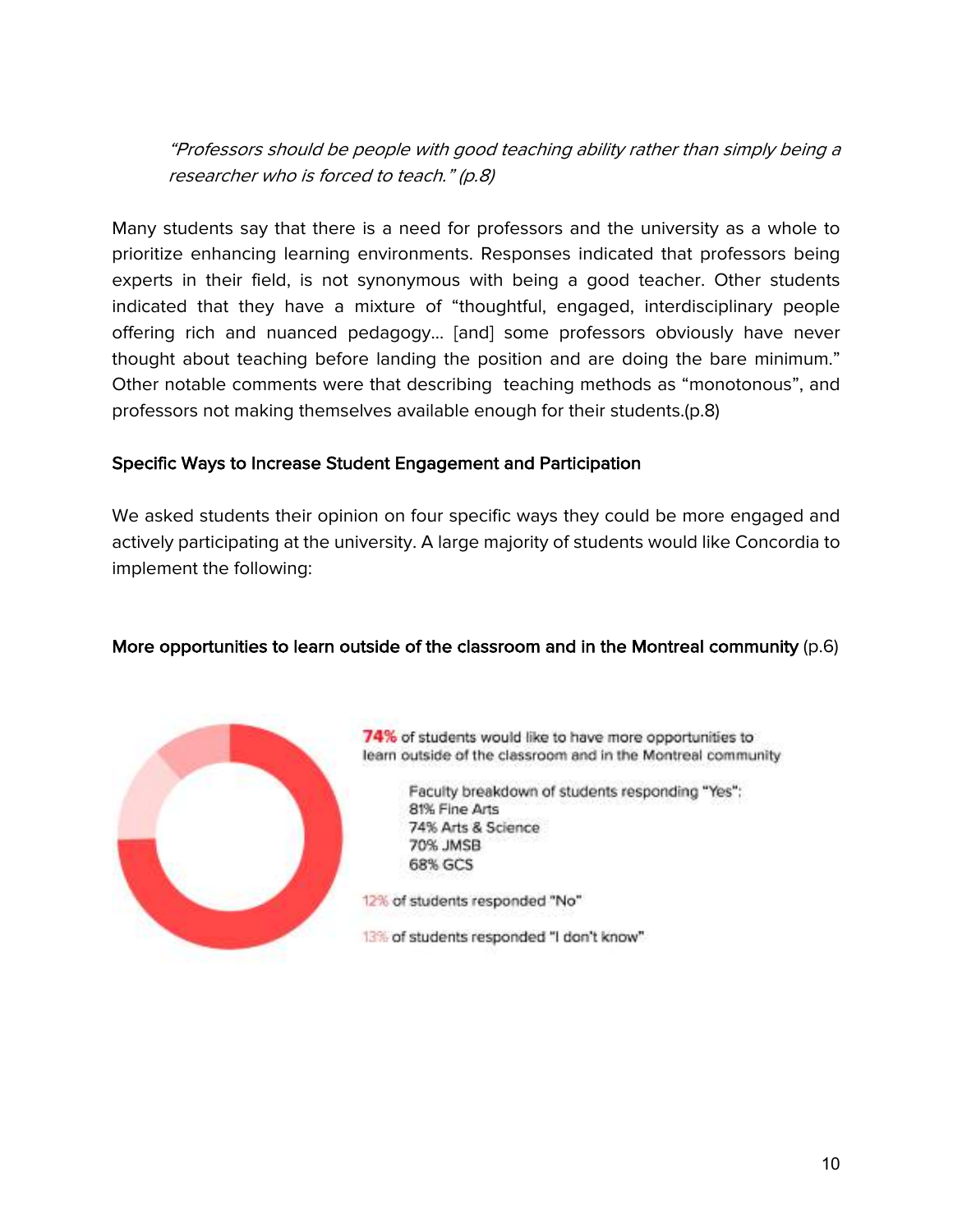> *"Professors should be people with good teaching ability rather than simply being a researcher who is forced to teach." (p.8)*

Many students say that there is a need for professors and the university as a whole to prioritize enhancing learning environments. Responses indicated that professors being experts in their field, is not synonymous with being a good teacher. Other students indicated that they have a mixture of "thoughtful, engaged, interdisciplinary people offering rich and nuanced pedagogy... [and] some professors obviously have never thought about teaching before landing the position and are doing the bare minimum." Other notable comments were that describing teaching methods as "monotonous", and professors not making themselves available enough for their students.(p.8)

**Specific Ways to Increase Student Engagement and Participation**

We asked students their opinion on four specific ways they could be more engaged and actively participating at the university. A large majority of students would like Concordia to implement the following:

**More opportunities to learn outside of the classroom and in the Montreal community** (p.6)

**74%** of students would like to have more opportunities to learn outside of the classroom and in the Montreal community

Faculty breakdown of students responding "Yes":
81% Fine Arts
74% Arts & Science
70% JMSB
68% GCS

12% of students responded "No"

13% of students responded "I don't know"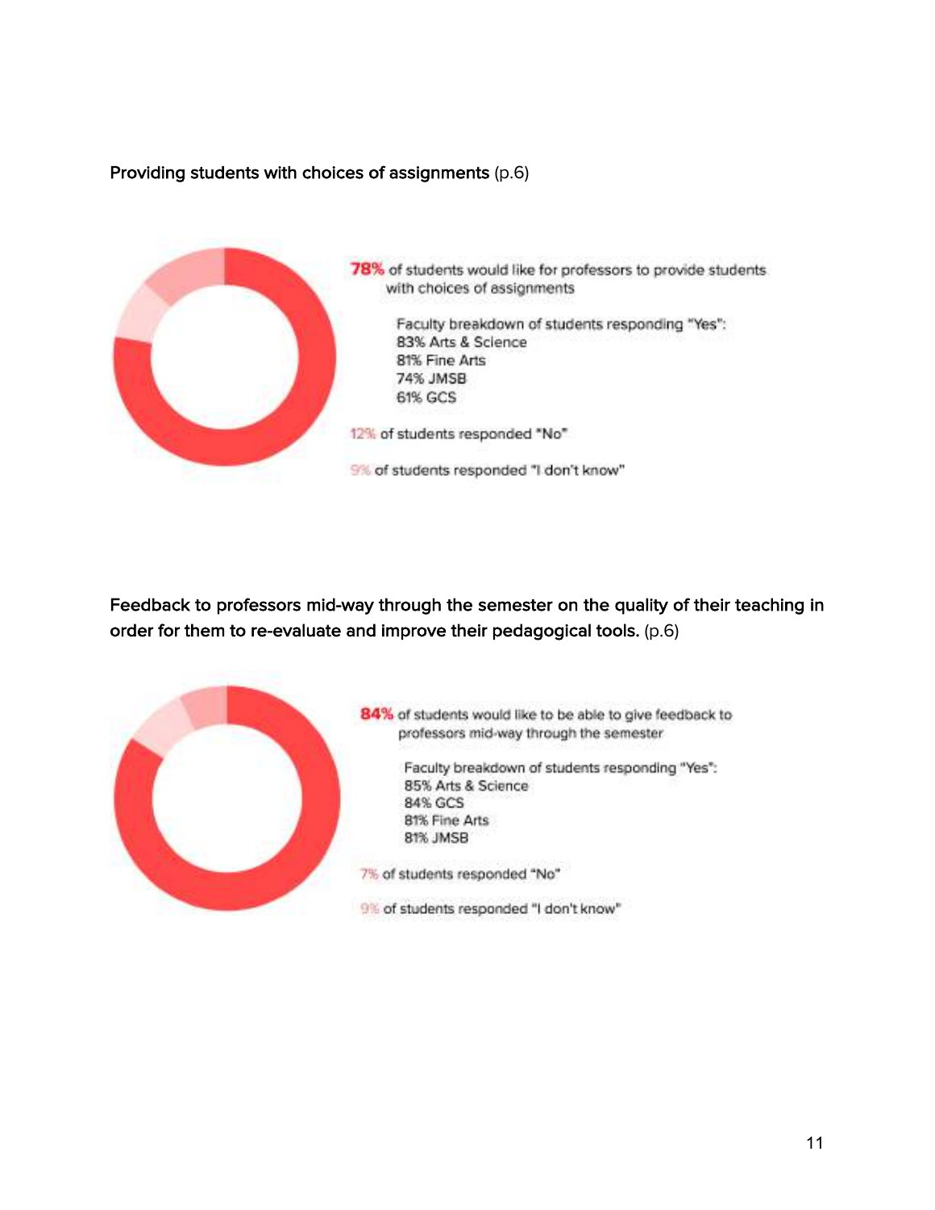**Providing students with choices of assignments** (p.6)

**78%** of students would like for professors to provide students with choices of assignments

Faculty breakdown of students responding "Yes":
83% Arts & Science
81% Fine Arts
74% JMSB
61% GCS

12% of students responded "No"

9% of students responded "I don't know"

**Feedback to professors mid-way through the semester on the quality of their teaching in order for them to re-evaluate and improve their pedagogical tools.** (p.6)

**84%** of students would like to be able to give feedback to professors mid-way through the semester

Faculty breakdown of students responding "Yes":
85% Arts & Science
84% GCS
81% Fine Arts
81% JMSB

7% of students responded "No"

9% of students responded "I don't know"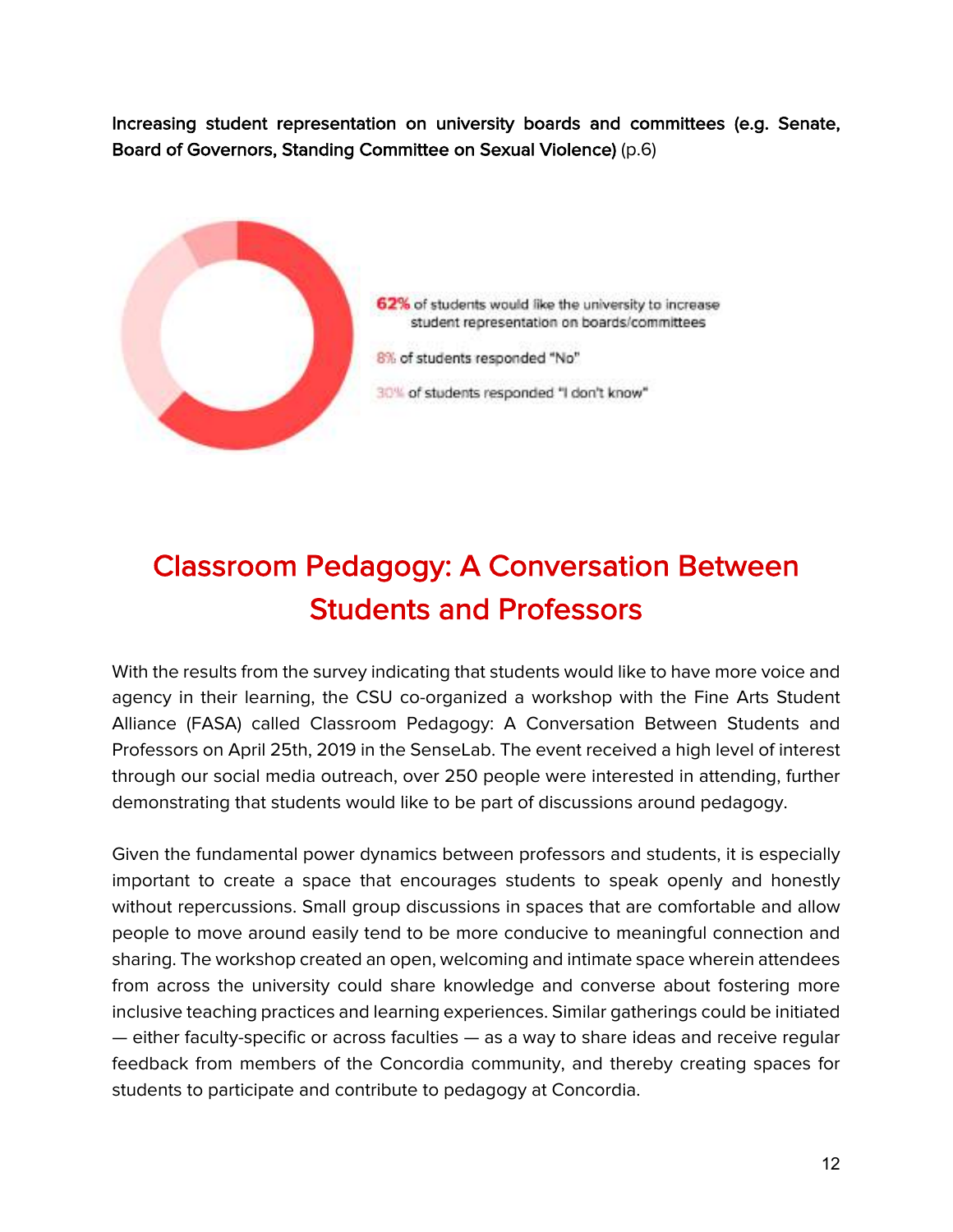**Increasing student representation on university boards and committees (e.g. Senate, Board of Governors, Standing Committee on Sexual Violence)** (p.6)

**62%** of students would like the university to increase student representation on boards/committees

8% of students responded "No"

30% of students responded "I don't know"

## Classroom Pedagogy: A Conversation Between Students and Professors

With the results from the survey indicating that students would like to have more voice and agency in their learning, the CSU co-organized a workshop with the Fine Arts Student Alliance (FASA) called Classroom Pedagogy: A Conversation Between Students and Professors on April 25th, 2019 in the SenseLab. The event received a high level of interest through our social media outreach, over 250 people were interested in attending, further demonstrating that students would like to be part of discussions around pedagogy.

Given the fundamental power dynamics between professors and students, it is especially important to create a space that encourages students to speak openly and honestly without repercussions. Small group discussions in spaces that are comfortable and allow people to move around easily tend to be more conducive to meaningful connection and sharing. The workshop created an open, welcoming and intimate space wherein attendees from across the university could share knowledge and converse about fostering more inclusive teaching practices and learning experiences. Similar gatherings could be initiated — either faculty-specific or across faculties — as a way to share ideas and receive regular feedback from members of the Concordia community, and thereby creating spaces for students to participate and contribute to pedagogy at Concordia.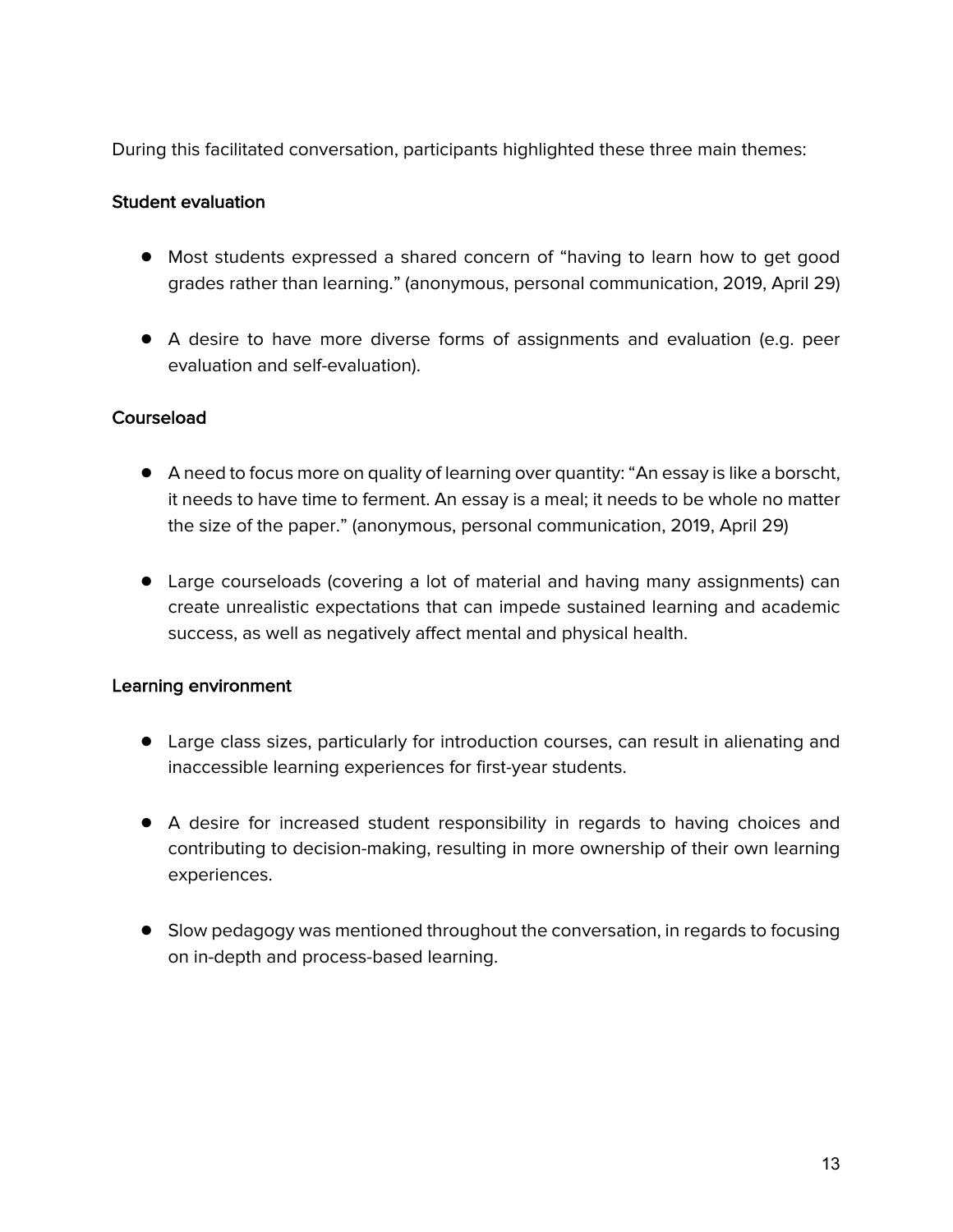During this facilitated conversation, participants highlighted these three main themes:

**Student evaluation**

- Most students expressed a shared concern of "having to learn how to get good grades rather than learning." (anonymous, personal communication, 2019, April 29)

- A desire to have more diverse forms of assignments and evaluation (e.g. peer evaluation and self-evaluation).

**Courseload**

- A need to focus more on quality of learning over quantity: "An essay is like a borscht, it needs to have time to ferment. An essay is a meal; it needs to be whole no matter the size of the paper." (anonymous, personal communication, 2019, April 29)

- Large courseloads (covering a lot of material and having many assignments) can create unrealistic expectations that can impede sustained learning and academic success, as well as negatively affect mental and physical health.

**Learning environment**

- Large class sizes, particularly for introduction courses, can result in alienating and inaccessible learning experiences for first-year students.

- A desire for increased student responsibility in regards to having choices and contributing to decision-making, resulting in more ownership of their own learning experiences.

- Slow pedagogy was mentioned throughout the conversation, in regards to focusing on in-depth and process-based learning.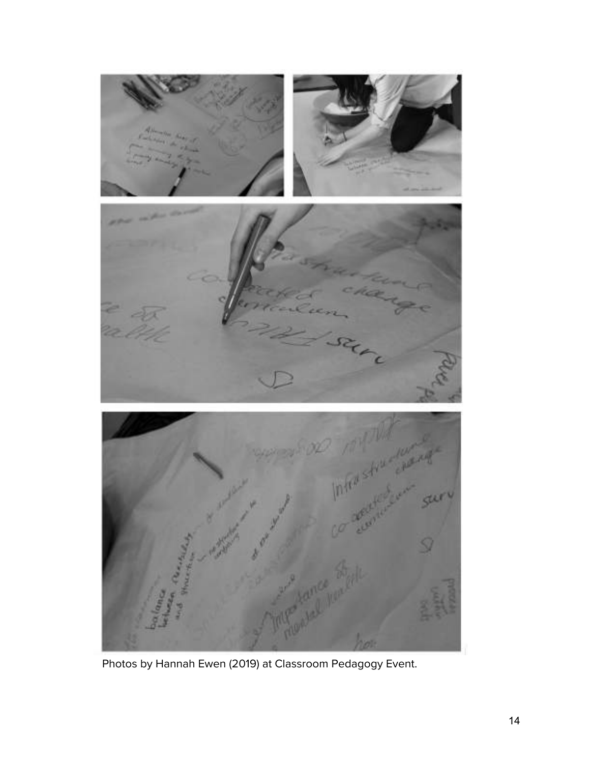Photos by Hannah Ewen (2019) at Classroom Pedagogy Event.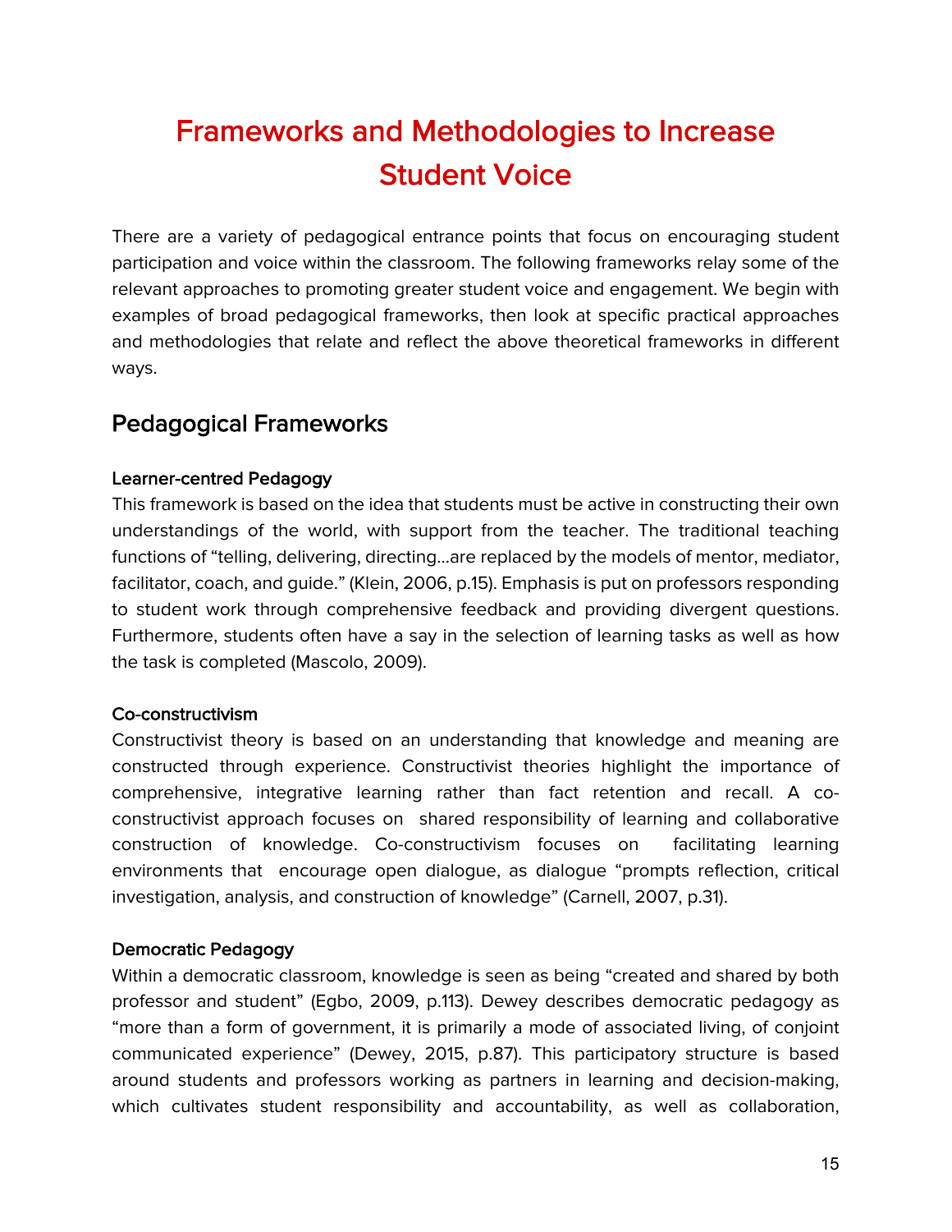# Frameworks and Methodologies to Increase Student Voice

There are a variety of pedagogical entrance points that focus on encouraging student participation and voice within the classroom. The following frameworks relay some of the relevant approaches to promoting greater student voice and engagement. We begin with examples of broad pedagogical frameworks, then look at specific practical approaches and methodologies that relate and reflect the above theoretical frameworks in different ways.

## Pedagogical Frameworks

### Learner-centred Pedagogy

This framework is based on the idea that students must be active in constructing their own understandings of the world, with support from the teacher. The traditional teaching functions of "telling, delivering, directing…are replaced by the models of mentor, mediator, facilitator, coach, and guide." (Klein, 2006, p.15). Emphasis is put on professors responding to student work through comprehensive feedback and providing divergent questions. Furthermore, students often have a say in the selection of learning tasks as well as how the task is completed (Mascolo, 2009).

### Co-constructivism

Constructivist theory is based on an understanding that knowledge and meaning are constructed through experience. Constructivist theories highlight the importance of comprehensive, integrative learning rather than fact retention and recall. A co-constructivist approach focuses on shared responsibility of learning and collaborative construction of knowledge. Co-constructivism focuses on facilitating learning environments that encourage open dialogue, as dialogue "prompts reflection, critical investigation, analysis, and construction of knowledge" (Carnell, 2007, p.31).

### Democratic Pedagogy

Within a democratic classroom, knowledge is seen as being "created and shared by both professor and student" (Egbo, 2009, p.113). Dewey describes democratic pedagogy as "more than a form of government, it is primarily a mode of associated living, of conjoint communicated experience" (Dewey, 2015, p.87). This participatory structure is based around students and professors working as partners in learning and decision-making, which cultivates student responsibility and accountability, as well as collaboration,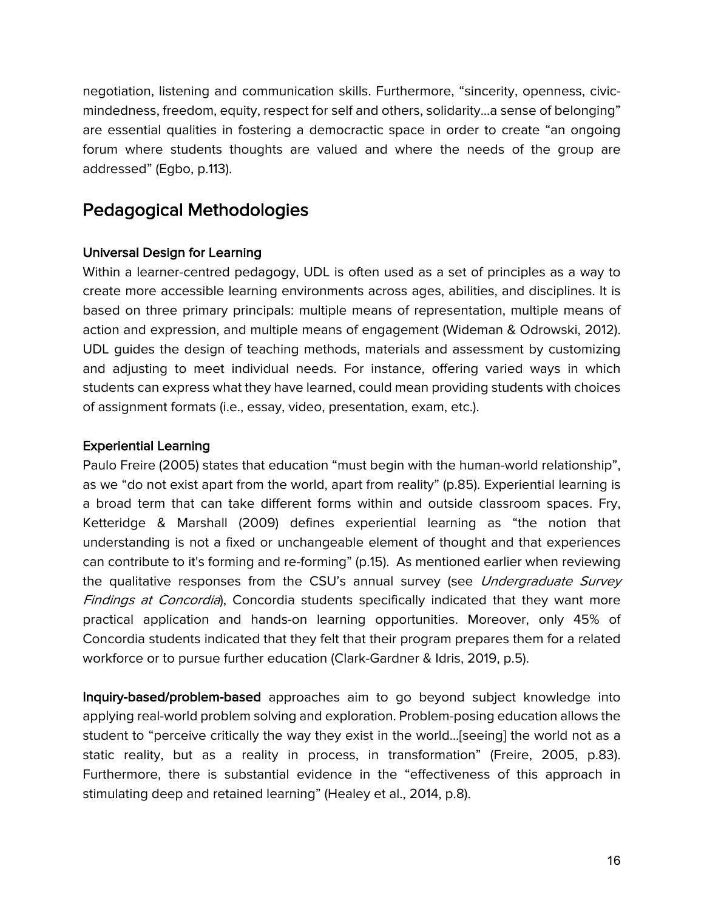negotiation, listening and communication skills. Furthermore, "sincerity, openness, civic-mindedness, freedom, equity, respect for self and others, solidarity...a sense of belonging" are essential qualities in fostering a democractic space in order to create "an ongoing forum where students thoughts are valued and where the needs of the group are addressed" (Egbo, p.113).

## Pedagogical Methodologies

### Universal Design for Learning

Within a learner-centred pedagogy, UDL is often used as a set of principles as a way to create more accessible learning environments across ages, abilities, and disciplines. It is based on three primary principals: multiple means of representation, multiple means of action and expression, and multiple means of engagement (Wideman & Odrowski, 2012). UDL guides the design of teaching methods, materials and assessment by customizing and adjusting to meet individual needs. For instance, offering varied ways in which students can express what they have learned, could mean providing students with choices of assignment formats (i.e., essay, video, presentation, exam, etc.).

### Experiential Learning

Paulo Freire (2005) states that education "must begin with the human-world relationship", as we "do not exist apart from the world, apart from reality" (p.85). Experiential learning is a broad term that can take different forms within and outside classroom spaces. Fry, Ketteridge & Marshall (2009) defines experiential learning as "the notion that understanding is not a fixed or unchangeable element of thought and that experiences can contribute to it's forming and re-forming" (p.15). As mentioned earlier when reviewing the qualitative responses from the CSU's annual survey (see *Undergraduate Survey Findings at Concordia*), Concordia students specifically indicated that they want more practical application and hands-on learning opportunities. Moreover, only 45% of Concordia students indicated that they felt that their program prepares them for a related workforce or to pursue further education (Clark-Gardner & Idris, 2019, p.5).

**Inquiry-based/problem-based** approaches aim to go beyond subject knowledge into applying real-world problem solving and exploration. Problem-posing education allows the student to "perceive critically the way they exist in the world...[seeing] the world not as a static reality, but as a reality in process, in transformation" (Freire, 2005, p.83). Furthermore, there is substantial evidence in the "effectiveness of this approach in stimulating deep and retained learning" (Healey et al., 2014, p.8).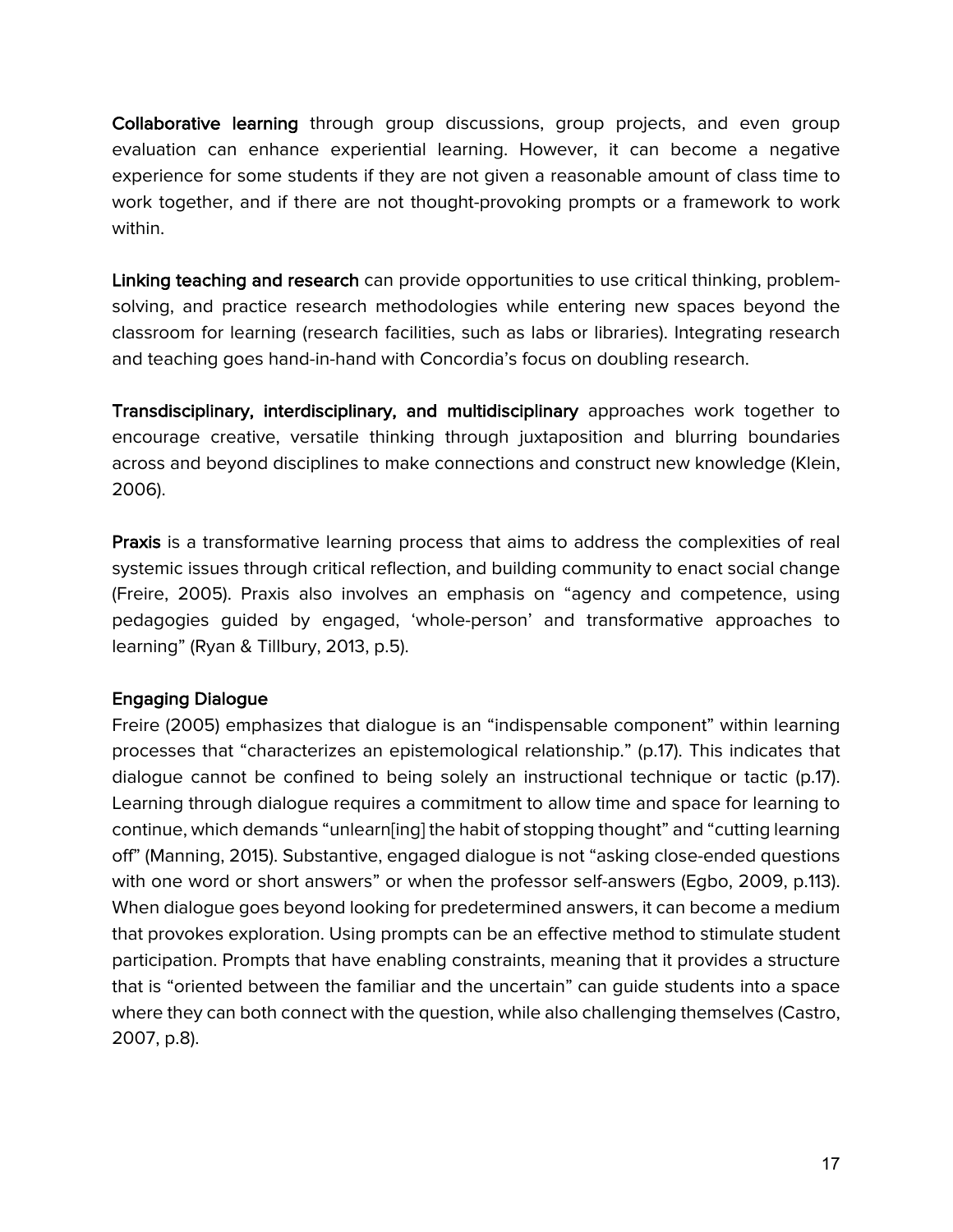**Collaborative learning** through group discussions, group projects, and even group evaluation can enhance experiential learning. However, it can become a negative experience for some students if they are not given a reasonable amount of class time to work together, and if there are not thought-provoking prompts or a framework to work within.

**Linking teaching and research** can provide opportunities to use critical thinking, problem-solving, and practice research methodologies while entering new spaces beyond the classroom for learning (research facilities, such as labs or libraries). Integrating research and teaching goes hand-in-hand with Concordia's focus on doubling research.

**Transdisciplinary, interdisciplinary, and multidisciplinary** approaches work together to encourage creative, versatile thinking through juxtaposition and blurring boundaries across and beyond disciplines to make connections and construct new knowledge (Klein, 2006).

**Praxis** is a transformative learning process that aims to address the complexities of real systemic issues through critical reflection, and building community to enact social change (Freire, 2005). Praxis also involves an emphasis on "agency and competence, using pedagogies guided by engaged, 'whole-person' and transformative approaches to learning" (Ryan & Tillbury, 2013, p.5).

### Engaging Dialogue

Freire (2005) emphasizes that dialogue is an "indispensable component" within learning processes that "characterizes an epistemological relationship." (p.17). This indicates that dialogue cannot be confined to being solely an instructional technique or tactic (p.17). Learning through dialogue requires a commitment to allow time and space for learning to continue, which demands "unlearn[ing] the habit of stopping thought" and "cutting learning off" (Manning, 2015). Substantive, engaged dialogue is not "asking close-ended questions with one word or short answers" or when the professor self-answers (Egbo, 2009, p.113). When dialogue goes beyond looking for predetermined answers, it can become a medium that provokes exploration. Using prompts can be an effective method to stimulate student participation. Prompts that have enabling constraints, meaning that it provides a structure that is "oriented between the familiar and the uncertain" can guide students into a space where they can both connect with the question, while also challenging themselves (Castro, 2007, p.8).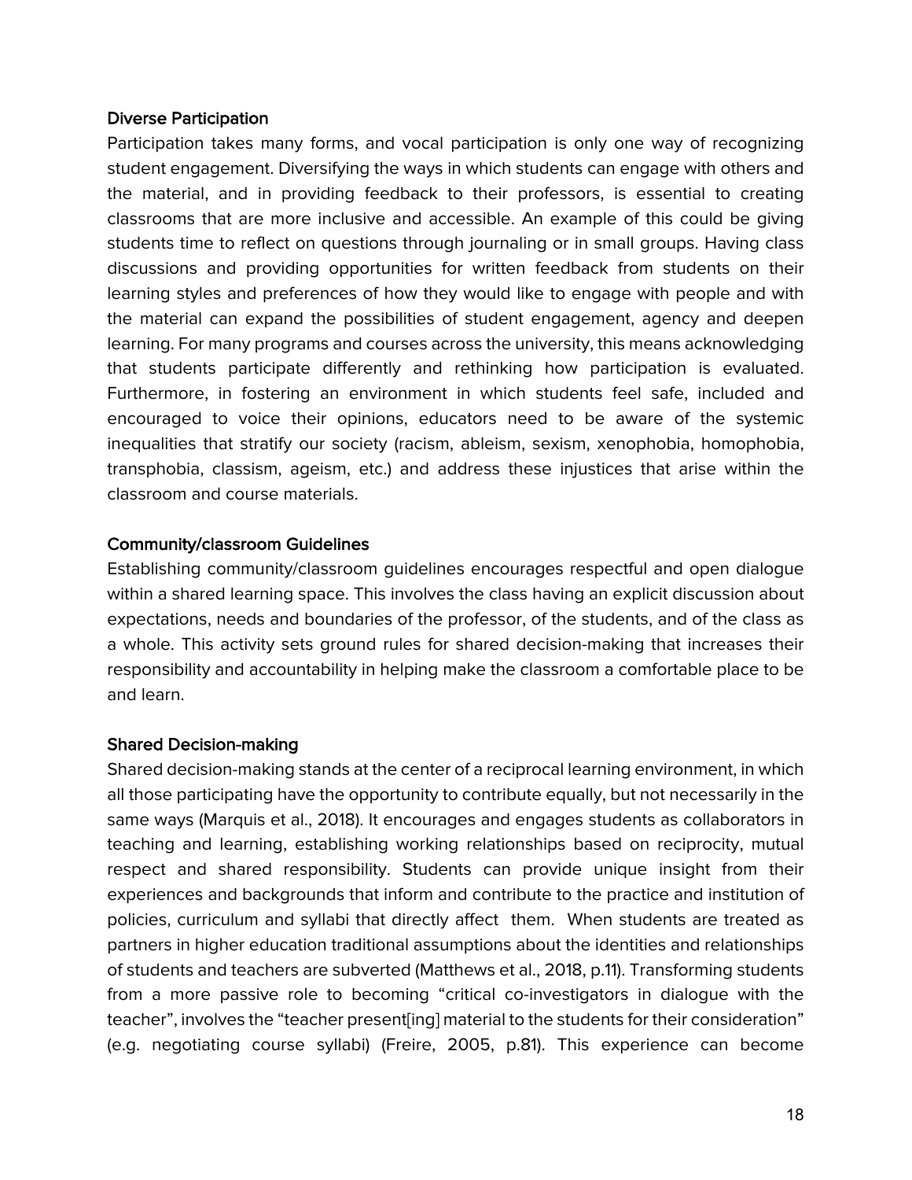### Diverse Participation

Participation takes many forms, and vocal participation is only one way of recognizing student engagement. Diversifying the ways in which students can engage with others and the material, and in providing feedback to their professors, is essential to creating classrooms that are more inclusive and accessible. An example of this could be giving students time to reflect on questions through journaling or in small groups. Having class discussions and providing opportunities for written feedback from students on their learning styles and preferences of how they would like to engage with people and with the material can expand the possibilities of student engagement, agency and deepen learning. For many programs and courses across the university, this means acknowledging that students participate differently and rethinking how participation is evaluated. Furthermore, in fostering an environment in which students feel safe, included and encouraged to voice their opinions, educators need to be aware of the systemic inequalities that stratify our society (racism, ableism, sexism, xenophobia, homophobia, transphobia, classism, ageism, etc.) and address these injustices that arise within the classroom and course materials.

### Community/classroom Guidelines

Establishing community/classroom guidelines encourages respectful and open dialogue within a shared learning space. This involves the class having an explicit discussion about expectations, needs and boundaries of the professor, of the students, and of the class as a whole. This activity sets ground rules for shared decision-making that increases their responsibility and accountability in helping make the classroom a comfortable place to be and learn.

### Shared Decision-making

Shared decision-making stands at the center of a reciprocal learning environment, in which all those participating have the opportunity to contribute equally, but not necessarily in the same ways (Marquis et al., 2018). It encourages and engages students as collaborators in teaching and learning, establishing working relationships based on reciprocity, mutual respect and shared responsibility. Students can provide unique insight from their experiences and backgrounds that inform and contribute to the practice and institution of policies, curriculum and syllabi that directly affect them. When students are treated as partners in higher education traditional assumptions about the identities and relationships of students and teachers are subverted (Matthews et al., 2018, p.11). Transforming students from a more passive role to becoming "critical co-investigators in dialogue with the teacher", involves the "teacher present[ing] material to the students for their consideration" (e.g. negotiating course syllabi) (Freire, 2005, p.81). This experience can become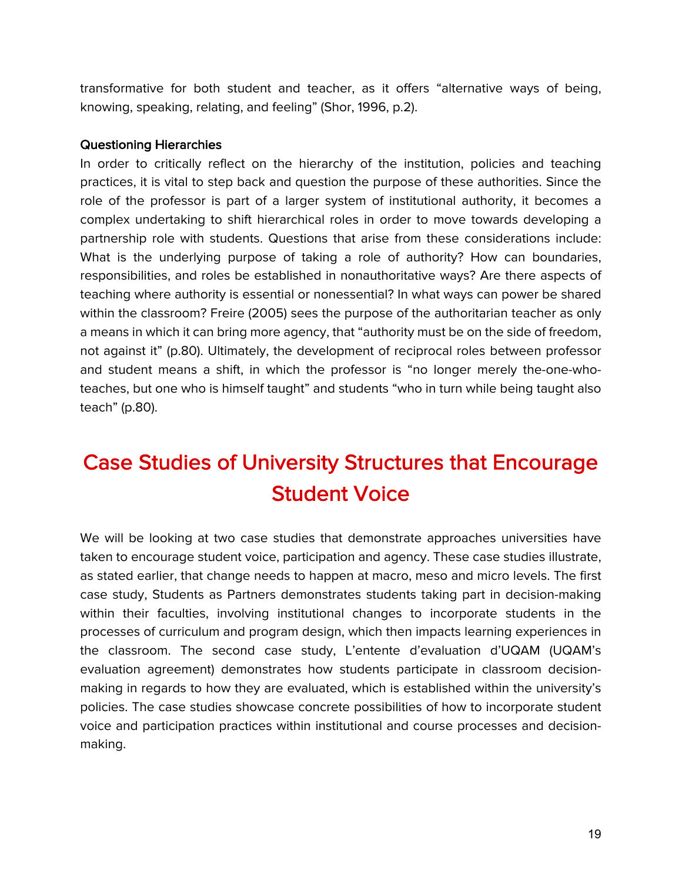transformative for both student and teacher, as it offers "alternative ways of being, knowing, speaking, relating, and feeling" (Shor, 1996, p.2).

**Questioning Hierarchies**

In order to critically reflect on the hierarchy of the institution, policies and teaching practices, it is vital to step back and question the purpose of these authorities. Since the role of the professor is part of a larger system of institutional authority, it becomes a complex undertaking to shift hierarchical roles in order to move towards developing a partnership role with students. Questions that arise from these considerations include: What is the underlying purpose of taking a role of authority? How can boundaries, responsibilities, and roles be established in nonauthoritative ways? Are there aspects of teaching where authority is essential or nonessential? In what ways can power be shared within the classroom? Freire (2005) sees the purpose of the authoritarian teacher as only a means in which it can bring more agency, that "authority must be on the side of freedom, not against it" (p.80). Ultimately, the development of reciprocal roles between professor and student means a shift, in which the professor is "no longer merely the-one-who-teaches, but one who is himself taught" and students "who in turn while being taught also teach" (p.80).

# Case Studies of University Structures that Encourage Student Voice

We will be looking at two case studies that demonstrate approaches universities have taken to encourage student voice, participation and agency. These case studies illustrate, as stated earlier, that change needs to happen at macro, meso and micro levels. The first case study, Students as Partners demonstrates students taking part in decision-making within their faculties, involving institutional changes to incorporate students in the processes of curriculum and program design, which then impacts learning experiences in the classroom. The second case study, L'entente d'evaluation d'UQAM (UQAM's evaluation agreement) demonstrates how students participate in classroom decision-making in regards to how they are evaluated, which is established within the university's policies. The case studies showcase concrete possibilities of how to incorporate student voice and participation practices within institutional and course processes and decision-making.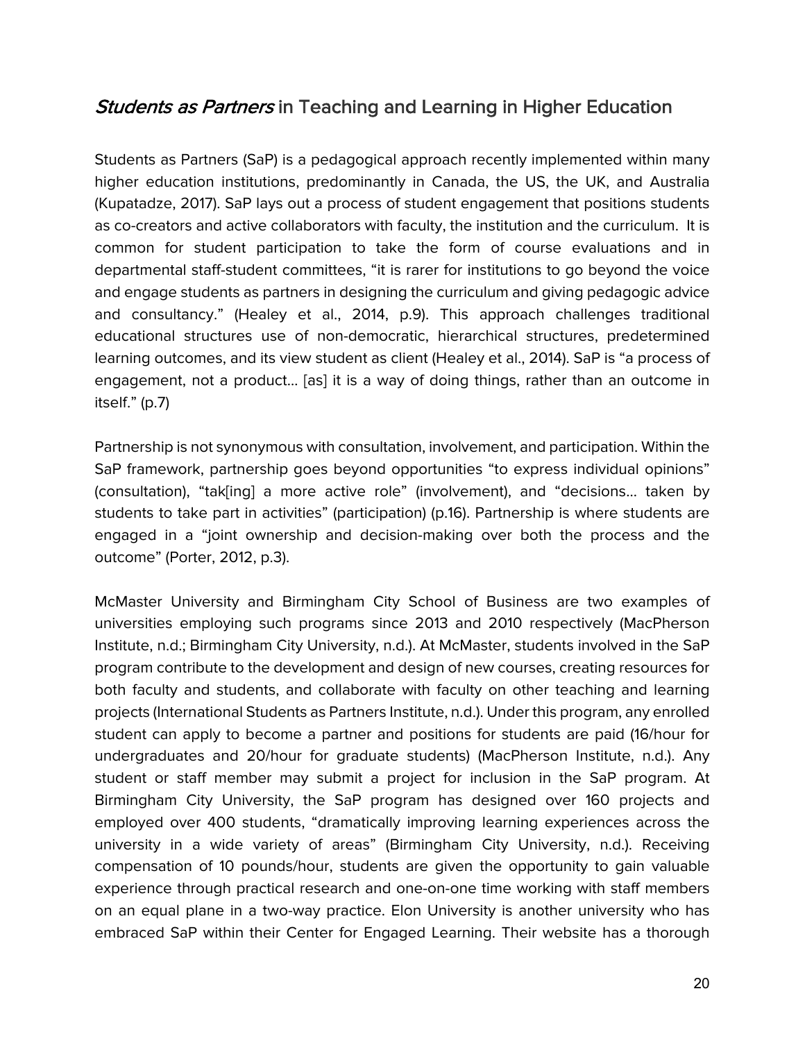## *Students as Partners* in Teaching and Learning in Higher Education

Students as Partners (SaP) is a pedagogical approach recently implemented within many higher education institutions, predominantly in Canada, the US, the UK, and Australia (Kupatadze, 2017). SaP lays out a process of student engagement that positions students as co-creators and active collaborators with faculty, the institution and the curriculum. It is common for student participation to take the form of course evaluations and in departmental staff-student committees, "it is rarer for institutions to go beyond the voice and engage students as partners in designing the curriculum and giving pedagogic advice and consultancy." (Healey et al., 2014, p.9). This approach challenges traditional educational structures use of non-democratic, hierarchical structures, predetermined learning outcomes, and its view student as client (Healey et al., 2014). SaP is "a process of engagement, not a product… [as] it is a way of doing things, rather than an outcome in itself." (p.7)

Partnership is not synonymous with consultation, involvement, and participation. Within the SaP framework, partnership goes beyond opportunities "to express individual opinions" (consultation), "tak[ing] a more active role" (involvement), and "decisions… taken by students to take part in activities" (participation) (p.16). Partnership is where students are engaged in a "joint ownership and decision-making over both the process and the outcome" (Porter, 2012, p.3).

McMaster University and Birmingham City School of Business are two examples of universities employing such programs since 2013 and 2010 respectively (MacPherson Institute, n.d.; Birmingham City University, n.d.). At McMaster, students involved in the SaP program contribute to the development and design of new courses, creating resources for both faculty and students, and collaborate with faculty on other teaching and learning projects (International Students as Partners Institute, n.d.). Under this program, any enrolled student can apply to become a partner and positions for students are paid (16/hour for undergraduates and 20/hour for graduate students) (MacPherson Institute, n.d.). Any student or staff member may submit a project for inclusion in the SaP program. At Birmingham City University, the SaP program has designed over 160 projects and employed over 400 students, "dramatically improving learning experiences across the university in a wide variety of areas" (Birmingham City University, n.d.). Receiving compensation of 10 pounds/hour, students are given the opportunity to gain valuable experience through practical research and one-on-one time working with staff members on an equal plane in a two-way practice. Elon University is another university who has embraced SaP within their Center for Engaged Learning. Their website has a thorough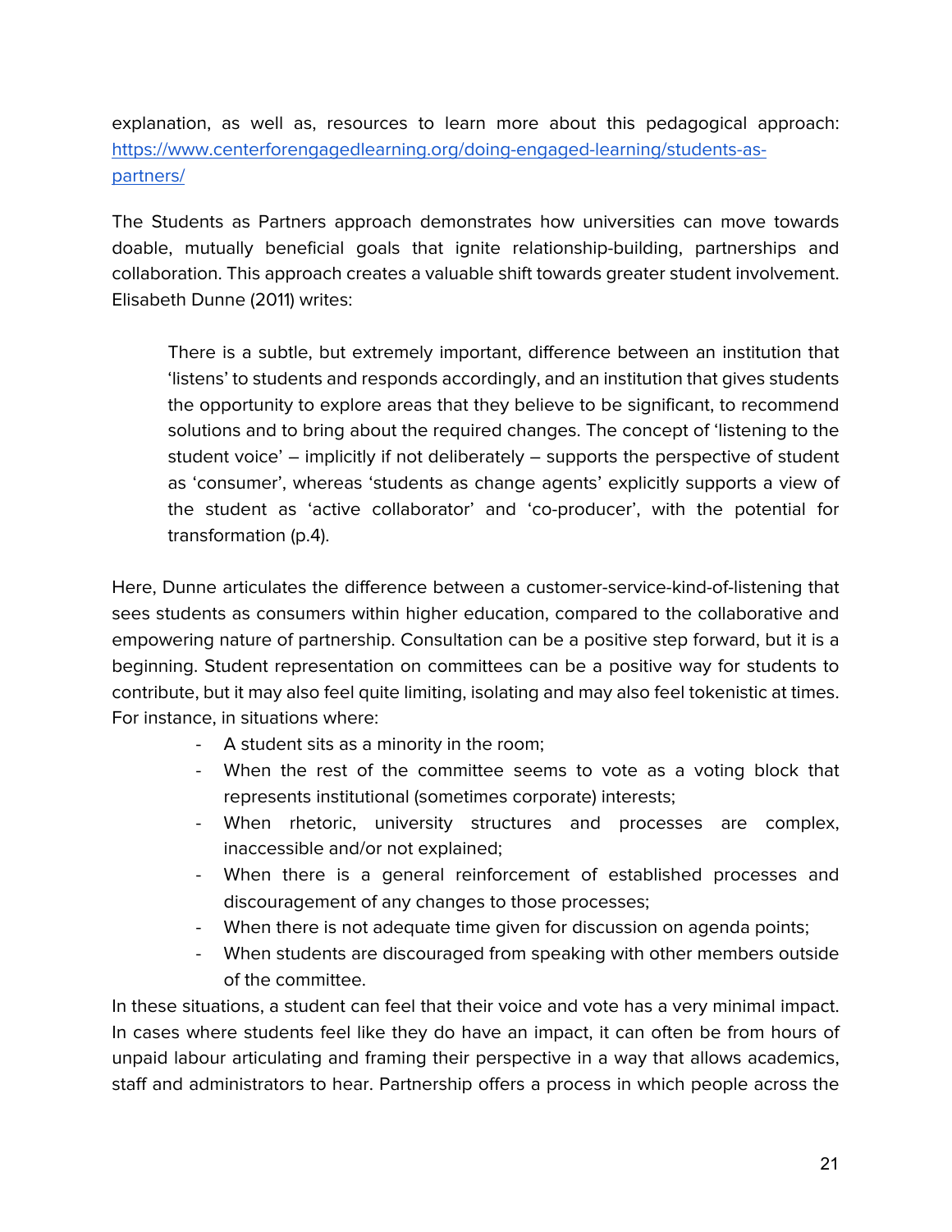explanation, as well as, resources to learn more about this pedagogical approach: [https://www.centerforengagedlearning.org/doing-engaged-learning/students-as-partners/](https://www.centerforengagedlearning.org/doing-engaged-learning/students-as-partners/)

The Students as Partners approach demonstrates how universities can move towards doable, mutually beneficial goals that ignite relationship-building, partnerships and collaboration. This approach creates a valuable shift towards greater student involvement. Elisabeth Dunne (2011) writes:

> There is a subtle, but extremely important, difference between an institution that 'listens' to students and responds accordingly, and an institution that gives students the opportunity to explore areas that they believe to be significant, to recommend solutions and to bring about the required changes. The concept of 'listening to the student voice' – implicitly if not deliberately – supports the perspective of student as 'consumer', whereas 'students as change agents' explicitly supports a view of the student as 'active collaborator' and 'co-producer', with the potential for transformation (p.4).

Here, Dunne articulates the difference between a customer-service-kind-of-listening that sees students as consumers within higher education, compared to the collaborative and empowering nature of partnership. Consultation can be a positive step forward, but it is a beginning. Student representation on committees can be a positive way for students to contribute, but it may also feel quite limiting, isolating and may also feel tokenistic at times. For instance, in situations where:

- A student sits as a minority in the room;
- When the rest of the committee seems to vote as a voting block that represents institutional (sometimes corporate) interests;
- When rhetoric, university structures and processes are complex, inaccessible and/or not explained;
- When there is a general reinforcement of established processes and discouragement of any changes to those processes;
- When there is not adequate time given for discussion on agenda points;
- When students are discouraged from speaking with other members outside of the committee.

In these situations, a student can feel that their voice and vote has a very minimal impact. In cases where students feel like they do have an impact, it can often be from hours of unpaid labour articulating and framing their perspective in a way that allows academics, staff and administrators to hear. Partnership offers a process in which people across the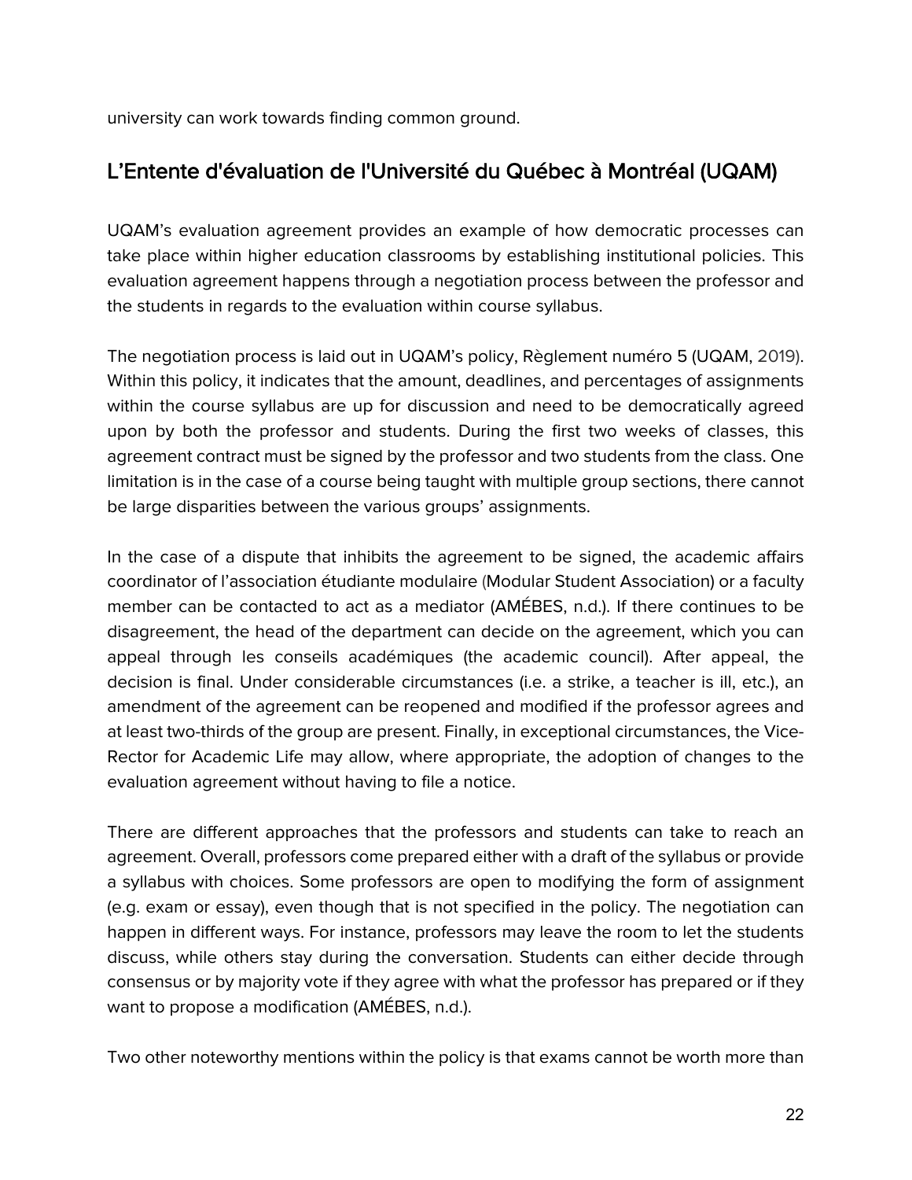university can work towards finding common ground.

## L'Entente d'évaluation de l'Université du Québec à Montréal (UQAM)

UQAM's evaluation agreement provides an example of how democratic processes can take place within higher education classrooms by establishing institutional policies. This evaluation agreement happens through a negotiation process between the professor and the students in regards to the evaluation within course syllabus.

The negotiation process is laid out in UQAM's policy, Règlement numéro 5 (UQAM, 2019). Within this policy, it indicates that the amount, deadlines, and percentages of assignments within the course syllabus are up for discussion and need to be democratically agreed upon by both the professor and students. During the first two weeks of classes, this agreement contract must be signed by the professor and two students from the class. One limitation is in the case of a course being taught with multiple group sections, there cannot be large disparities between the various groups' assignments.

In the case of a dispute that inhibits the agreement to be signed, the academic affairs coordinator of l'association étudiante modulaire (Modular Student Association) or a faculty member can be contacted to act as a mediator (AMÉBES, n.d.). If there continues to be disagreement, the head of the department can decide on the agreement, which you can appeal through les conseils académiques (the academic council). After appeal, the decision is final. Under considerable circumstances (i.e. a strike, a teacher is ill, etc.), an amendment of the agreement can be reopened and modified if the professor agrees and at least two-thirds of the group are present. Finally, in exceptional circumstances, the Vice-Rector for Academic Life may allow, where appropriate, the adoption of changes to the evaluation agreement without having to file a notice.

There are different approaches that the professors and students can take to reach an agreement. Overall, professors come prepared either with a draft of the syllabus or provide a syllabus with choices. Some professors are open to modifying the form of assignment (e.g. exam or essay), even though that is not specified in the policy. The negotiation can happen in different ways. For instance, professors may leave the room to let the students discuss, while others stay during the conversation. Students can either decide through consensus or by majority vote if they agree with what the professor has prepared or if they want to propose a modification (AMÉBES, n.d.).

Two other noteworthy mentions within the policy is that exams cannot be worth more than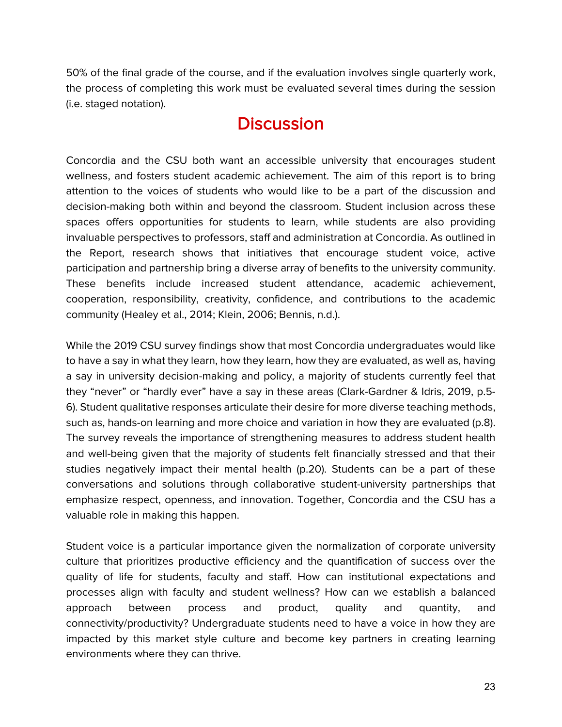50% of the final grade of the course, and if the evaluation involves single quarterly work, the process of completing this work must be evaluated several times during the session (i.e. staged notation).

## Discussion

Concordia and the CSU both want an accessible university that encourages student wellness, and fosters student academic achievement. The aim of this report is to bring attention to the voices of students who would like to be a part of the discussion and decision-making both within and beyond the classroom. Student inclusion across these spaces offers opportunities for students to learn, while students are also providing invaluable perspectives to professors, staff and administration at Concordia. As outlined in the Report, research shows that initiatives that encourage student voice, active participation and partnership bring a diverse array of benefits to the university community. These benefits include increased student attendance, academic achievement, cooperation, responsibility, creativity, confidence, and contributions to the academic community (Healey et al., 2014; Klein, 2006; Bennis, n.d.).

While the 2019 CSU survey findings show that most Concordia undergraduates would like to have a say in what they learn, how they learn, how they are evaluated, as well as, having a say in university decision-making and policy, a majority of students currently feel that they "never" or "hardly ever" have a say in these areas (Clark-Gardner & Idris, 2019, p.5-6). Student qualitative responses articulate their desire for more diverse teaching methods, such as, hands-on learning and more choice and variation in how they are evaluated (p.8). The survey reveals the importance of strengthening measures to address student health and well-being given that the majority of students felt financially stressed and that their studies negatively impact their mental health (p.20). Students can be a part of these conversations and solutions through collaborative student-university partnerships that emphasize respect, openness, and innovation. Together, Concordia and the CSU has a valuable role in making this happen.

Student voice is a particular importance given the normalization of corporate university culture that prioritizes productive efficiency and the quantification of success over the quality of life for students, faculty and staff. How can institutional expectations and processes align with faculty and student wellness? How can we establish a balanced approach between process and product, quality and quantity, and connectivity/productivity? Undergraduate students need to have a voice in how they are impacted by this market style culture and become key partners in creating learning environments where they can thrive.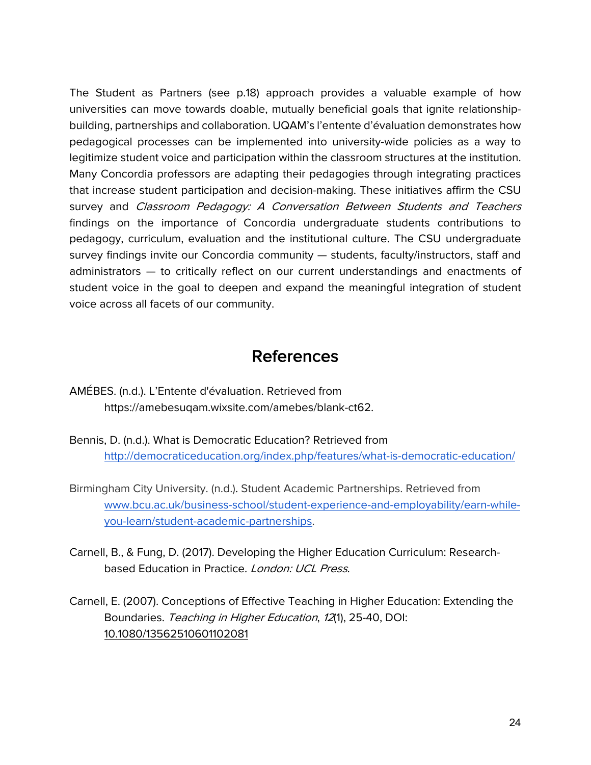The Student as Partners (see p.18) approach provides a valuable example of how universities can move towards doable, mutually beneficial goals that ignite relationship-building, partnerships and collaboration. UQAM's l'entente d'évaluation demonstrates how pedagogical processes can be implemented into university-wide policies as a way to legitimize student voice and participation within the classroom structures at the institution. Many Concordia professors are adapting their pedagogies through integrating practices that increase student participation and decision-making. These initiatives affirm the CSU survey and *Classroom Pedagogy: A Conversation Between Students and Teachers* findings on the importance of Concordia undergraduate students contributions to pedagogy, curriculum, evaluation and the institutional culture. The CSU undergraduate survey findings invite our Concordia community — students, faculty/instructors, staff and administrators — to critically reflect on our current understandings and enactments of student voice in the goal to deepen and expand the meaningful integration of student voice across all facets of our community.

## References

AMÉBES. (n.d.). L'Entente d'évaluation. Retrieved from https://amebesuqam.wixsite.com/amebes/blank-ct62.

Bennis, D. (n.d.). What is Democratic Education? Retrieved from http://democraticeducation.org/index.php/features/what-is-democratic-education/

Birmingham City University. (n.d.). Student Academic Partnerships. Retrieved from www.bcu.ac.uk/business-school/student-experience-and-employability/earn-while-you-learn/student-academic-partnerships.

Carnell, B., & Fung, D. (2017). Developing the Higher Education Curriculum: Research-based Education in Practice. *London: UCL Press*.

Carnell, E. (2007). Conceptions of Effective Teaching in Higher Education: Extending the Boundaries. *Teaching in Higher Education*, *12*(1), 25-40, DOI: 10.1080/13562510601102081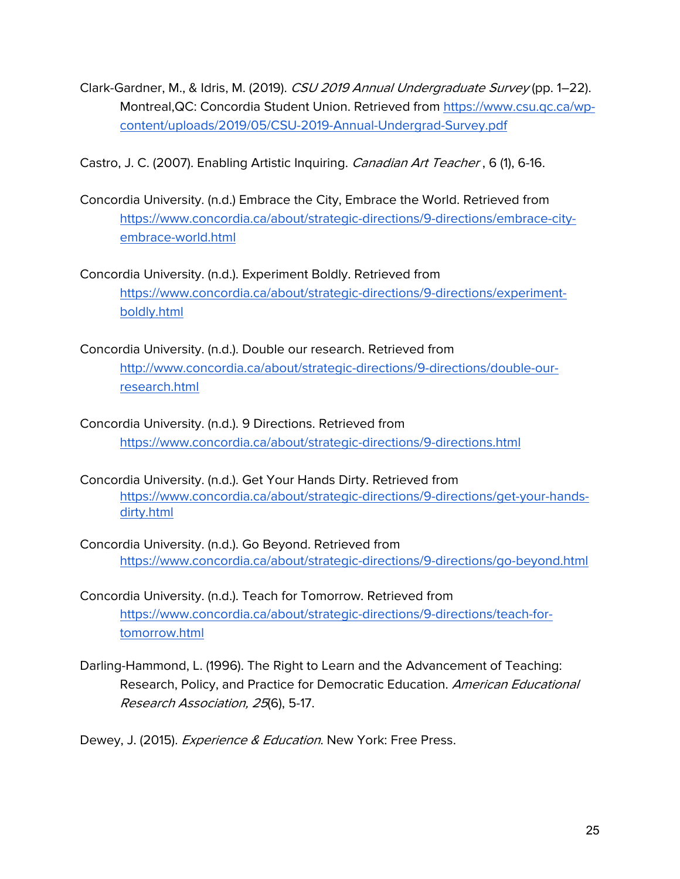Clark-Gardner, M., & Idris, M. (2019). *CSU 2019 Annual Undergraduate Survey* (pp. 1–22). Montreal,QC: Concordia Student Union. Retrieved from https://www.csu.qc.ca/wp-content/uploads/2019/05/CSU-2019-Annual-Undergrad-Survey.pdf

Castro, J. C. (2007). Enabling Artistic Inquiring. *Canadian Art Teacher* , 6 (1), 6-16.

Concordia University. (n.d.) Embrace the City, Embrace the World. Retrieved from https://www.concordia.ca/about/strategic-directions/9-directions/embrace-city-embrace-world.html

Concordia University. (n.d.). Experiment Boldly. Retrieved from https://www.concordia.ca/about/strategic-directions/9-directions/experiment-boldly.html

Concordia University. (n.d.). Double our research. Retrieved from http://www.concordia.ca/about/strategic-directions/9-directions/double-our-research.html

Concordia University. (n.d.). 9 Directions. Retrieved from https://www.concordia.ca/about/strategic-directions/9-directions.html

Concordia University. (n.d.). Get Your Hands Dirty. Retrieved from https://www.concordia.ca/about/strategic-directions/9-directions/get-your-hands-dirty.html

Concordia University. (n.d.). Go Beyond. Retrieved from https://www.concordia.ca/about/strategic-directions/9-directions/go-beyond.html

Concordia University. (n.d.). Teach for Tomorrow. Retrieved from https://www.concordia.ca/about/strategic-directions/9-directions/teach-for-tomorrow.html

Darling-Hammond, L. (1996). The Right to Learn and the Advancement of Teaching: Research, Policy, and Practice for Democratic Education. *American Educational Research Association, 25*(6), 5-17.

Dewey, J. (2015). *Experience & Education*. New York: Free Press.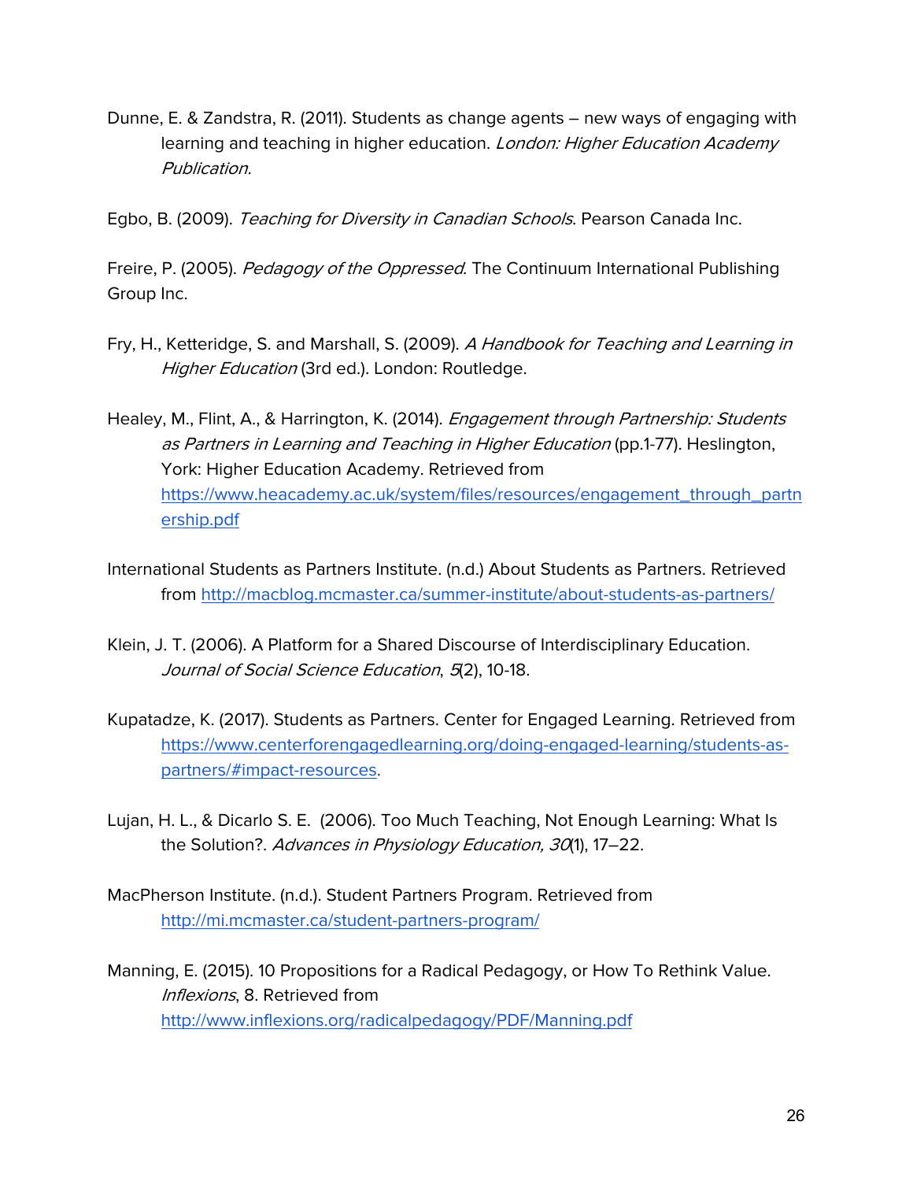Dunne, E. & Zandstra, R. (2011). Students as change agents – new ways of engaging with learning and teaching in higher education. *London: Higher Education Academy Publication.*

Egbo, B. (2009). *Teaching for Diversity in Canadian Schools*. Pearson Canada Inc.

Freire, P. (2005). *Pedagogy of the Oppressed*. The Continuum International Publishing Group Inc.

Fry, H., Ketteridge, S. and Marshall, S. (2009). *A Handbook for Teaching and Learning in Higher Education* (3rd ed.)*.* London: Routledge.

Healey, M., Flint, A., & Harrington, K. (2014). *Engagement through Partnership: Students as Partners in Learning and Teaching in Higher Education* (pp.1-77). Heslington, York: Higher Education Academy. Retrieved from https://www.heacademy.ac.uk/system/files/resources/engagement_through_partnership.pdf

International Students as Partners Institute. (n.d.) About Students as Partners. Retrieved from http://macblog.mcmaster.ca/summer-institute/about-students-as-partners/

Klein, J. T. (2006). A Platform for a Shared Discourse of Interdisciplinary Education. *Journal of Social Science Education*, *5*(2), 10-18.

Kupatadze, K. (2017). Students as Partners. Center for Engaged Learning. Retrieved from https://www.centerforengagedlearning.org/doing-engaged-learning/students-as-partners/#impact-resources.

Lujan, H. L., & Dicarlo S. E. (2006). Too Much Teaching, Not Enough Learning: What Is the Solution?. *Advances in Physiology Education, 30*(1), 17–22.

MacPherson Institute. (n.d.). Student Partners Program. Retrieved from http://mi.mcmaster.ca/student-partners-program/

Manning, E. (2015). 10 Propositions for a Radical Pedagogy, or How To Rethink Value. *Inflexions*, 8. Retrieved from http://www.inflexions.org/radicalpedagogy/PDF/Manning.pdf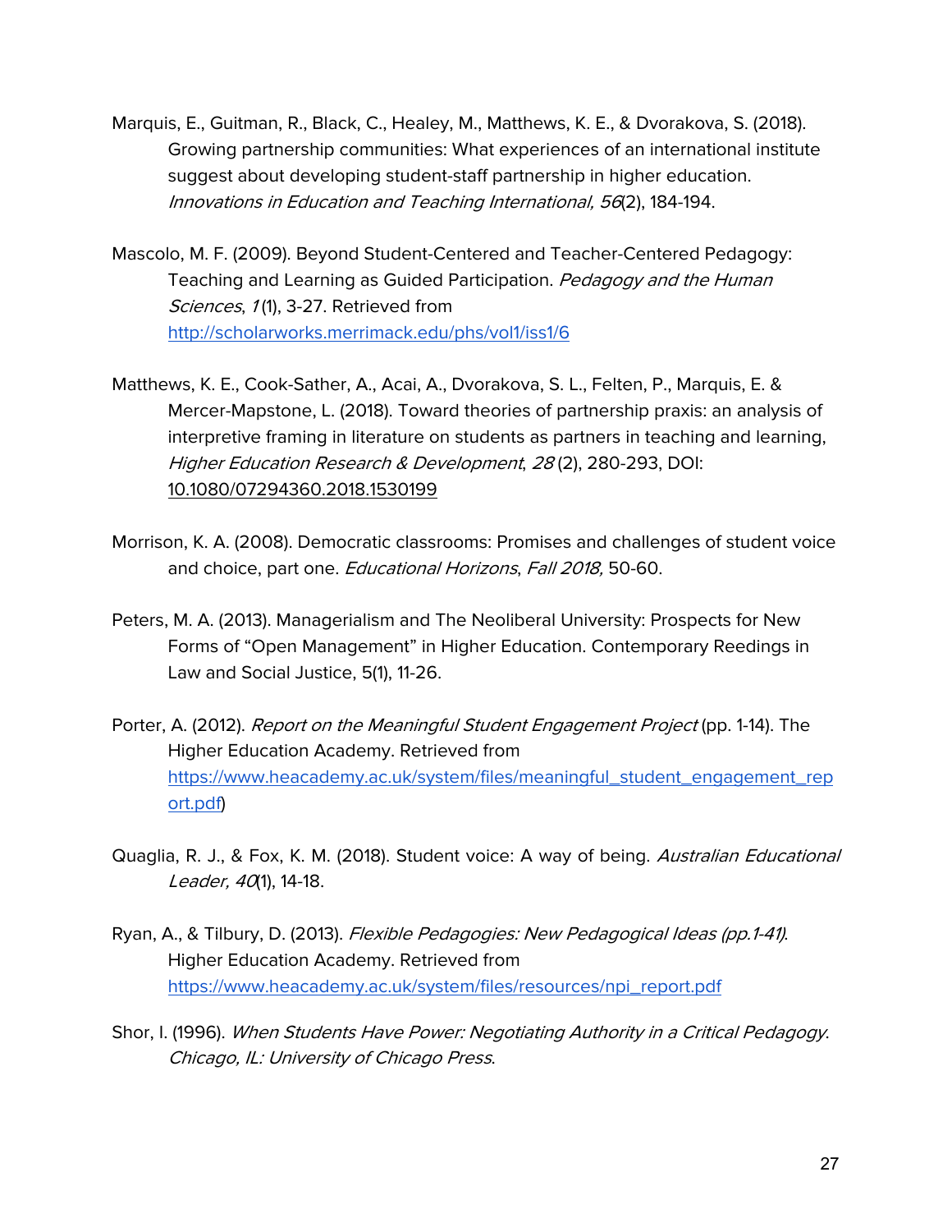Marquis, E., Guitman, R., Black, C., Healey, M., Matthews, K. E., & Dvorakova, S. (2018). Growing partnership communities: What experiences of an international institute suggest about developing student-staff partnership in higher education. *Innovations in Education and Teaching International, 56*(2), 184-194.

Mascolo, M. F. (2009). Beyond Student-Centered and Teacher-Centered Pedagogy: Teaching and Learning as Guided Participation. *Pedagogy and the Human Sciences*, *1* (1), 3-27. Retrieved from http://scholarworks.merrimack.edu/phs/vol1/iss1/6

Matthews, K. E., Cook-Sather, A., Acai, A., Dvorakova, S. L., Felten, P., Marquis, E. & Mercer-Mapstone, L. (2018). Toward theories of partnership praxis: an analysis of interpretive framing in literature on students as partners in teaching and learning, *Higher Education Research & Development*, *28* (2), 280-293, DOI: 10.1080/07294360.2018.1530199

Morrison, K. A. (2008). Democratic classrooms: Promises and challenges of student voice and choice, part one. *Educational Horizons*, *Fall 2018,* 50-60.

Peters, M. A. (2013). Managerialism and The Neoliberal University: Prospects for New Forms of "Open Management" in Higher Education. Contemporary Reedings in Law and Social Justice, 5(1), 11-26.

Porter, A. (2012). *Report on the Meaningful Student Engagement Project* (pp. 1-14). The Higher Education Academy. Retrieved from https://www.heacademy.ac.uk/system/files/meaningful_student_engagement_report.pdf)

Quaglia, R. J., & Fox, K. M. (2018). Student voice: A way of being. *Australian Educational Leader, 40*(1), 14-18.

Ryan, A., & Tilbury, D. (2013). *Flexible Pedagogies: New Pedagogical Ideas (pp.1-41).* Higher Education Academy. Retrieved from https://www.heacademy.ac.uk/system/files/resources/npi_report.pdf

Shor, I. (1996). *When Students Have Power: Negotiating Authority in a Critical Pedagogy. Chicago, IL: University of Chicago Press*.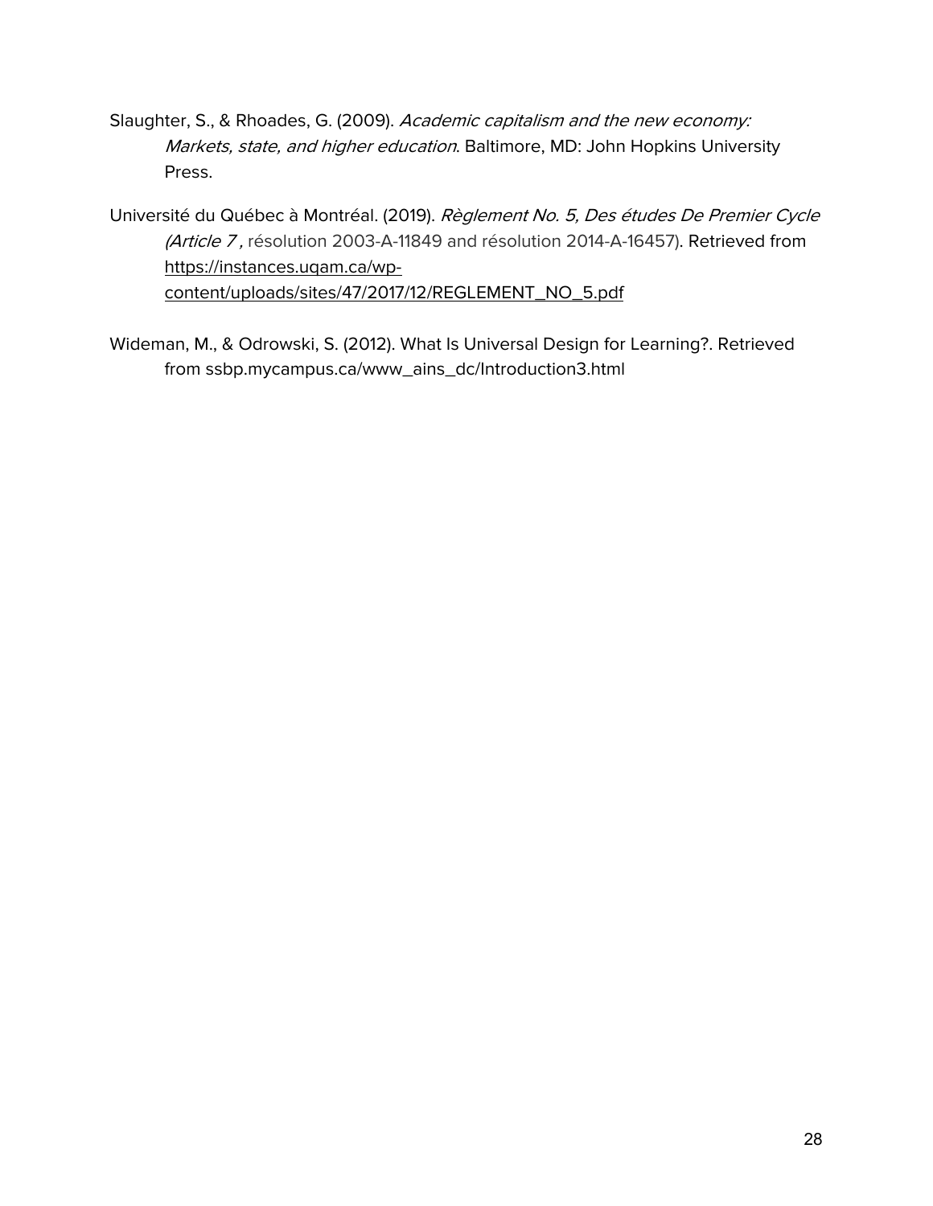Slaughter, S., & Rhoades, G. (2009). *Academic capitalism and the new economy: Markets, state, and higher education*. Baltimore, MD: John Hopkins University Press.

Université du Québec à Montréal. (2019). *Règlement No. 5, Des études De Premier Cycle (Article 7 ,* résolution 2003-A-11849 and résolution 2014-A-16457). Retrieved from https://instances.uqam.ca/wp-content/uploads/sites/47/2017/12/REGLEMENT_NO_5.pdf

Wideman, M., & Odrowski, S. (2012). What Is Universal Design for Learning?. Retrieved from ssbp.mycampus.ca/www_ains_dc/Introduction3.html